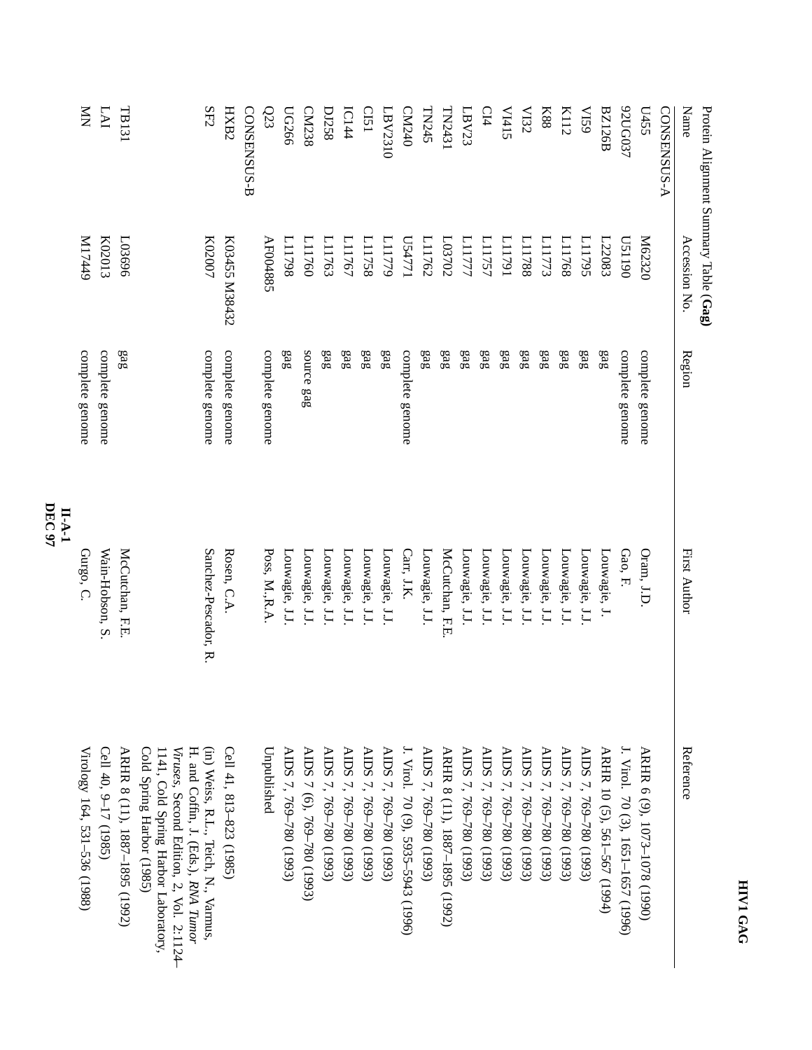Protein Alignment Summary Table (**Gag**)

| Name | Accession No. | Region | First Author | Reference |
|---|---|---|---|---|
| CONSENSUS-A | | | | |
| U455 | M62320 | complete genome | Oram, J.D. | ARHR 6 (9), 1073–1078 (1990) |
| 92UG037 | U51190 | complete genome | Gao, F. | J. Virol. 70 (3), 1651–1657 (1996) |
| BZ126B | L22083 | gag | Louwagie, J. | ARHR 10 (5), 561–567 (1994) |
| VI59 | L11795 | gag | Louwagie, J.J. | AIDS 7, 769–780 (1993) |
| K112 | L11768 | gag | Louwagie, J.J. | AIDS 7, 769–780 (1993) |
| K88 | L11773 | gag | Louwagie, J.J. | AIDS 7, 769–780 (1993) |
| VI32 | L11788 | gag | Louwagie, J.J. | AIDS 7, 769–780 (1993) |
| VI415 | L11791 | gag | Louwagie, J.J. | AIDS 7, 769–780 (1993) |
| CI4 | L11757 | gag | Louwagie, J.J. | AIDS 7, 769–780 (1993) |
| LBV23 | L11777 | gag | Louwagie, J.J. | AIDS 7, 769–780 (1993) |
| TN2431 | L03702 | gag | McCutchan, F.E. | ARHR 8 (11), 1887–1895 (1992) |
| TN245 | L11762 | gag | Louwagie, J.J. | AIDS 7, 769–780 (1993) |
| CM240 | U54771 | complete genome | Carr, J.K. | J. Virol. 70 (9), 5935–5943 (1996) |
| LBV2310 | L11779 | gag | Louwagie, J.J. | AIDS 7, 769–780 (1993) |
| CI51 | L11758 | gag | Louwagie, J.J. | AIDS 7, 769–780 (1993) |
| IC144 | L11767 | gag | Louwagie, J.J. | AIDS 7, 769–780 (1993) |
| DJ258 | L11763 | gag | Louwagie, J.J. | AIDS 7, 769–780 (1993) |
| CM238 | L11760 | source gag | Louwagie, J.J. | AIDS 7 (6), 769–780 (1993) |
| UG266 | L11798 | gag | Louwagie, J.J. | AIDS 7, 769–780 (1993) |
| Q23 | AF004885 | complete genome | Poss, M.,R.A. | Unpublished |
| CONSENSUS-B | | | | |
| HXB2 | K03455 M38432 | complete genome | Rosen, C.A. | Cell 41, 813–823 (1985) |
| SF2 | K02007 | complete genome | Sanchez-Pescador, R. | (in) Weiss, R.L., Teich, N., Varmus, H. and Coffin, J. (Eds.), *RNA Tumor Viruses*, Second Edition, 2, Vol. 2:1124–1141, Cold Spring Harbor Laboratory, Cold Spring Harbor (1985) |
| TB131 | L03696 | gag | McCutchan, F.E. | ARHR 8 (11), 1887–1895 (1992) |
| LAI | K02013 | complete genome | Wain-Hobson, S. | Cell 40, 9–17 (1985) |
| MN | M17449 | complete genome | Gurgo, C. | Virology 164, 531–536 (1988) |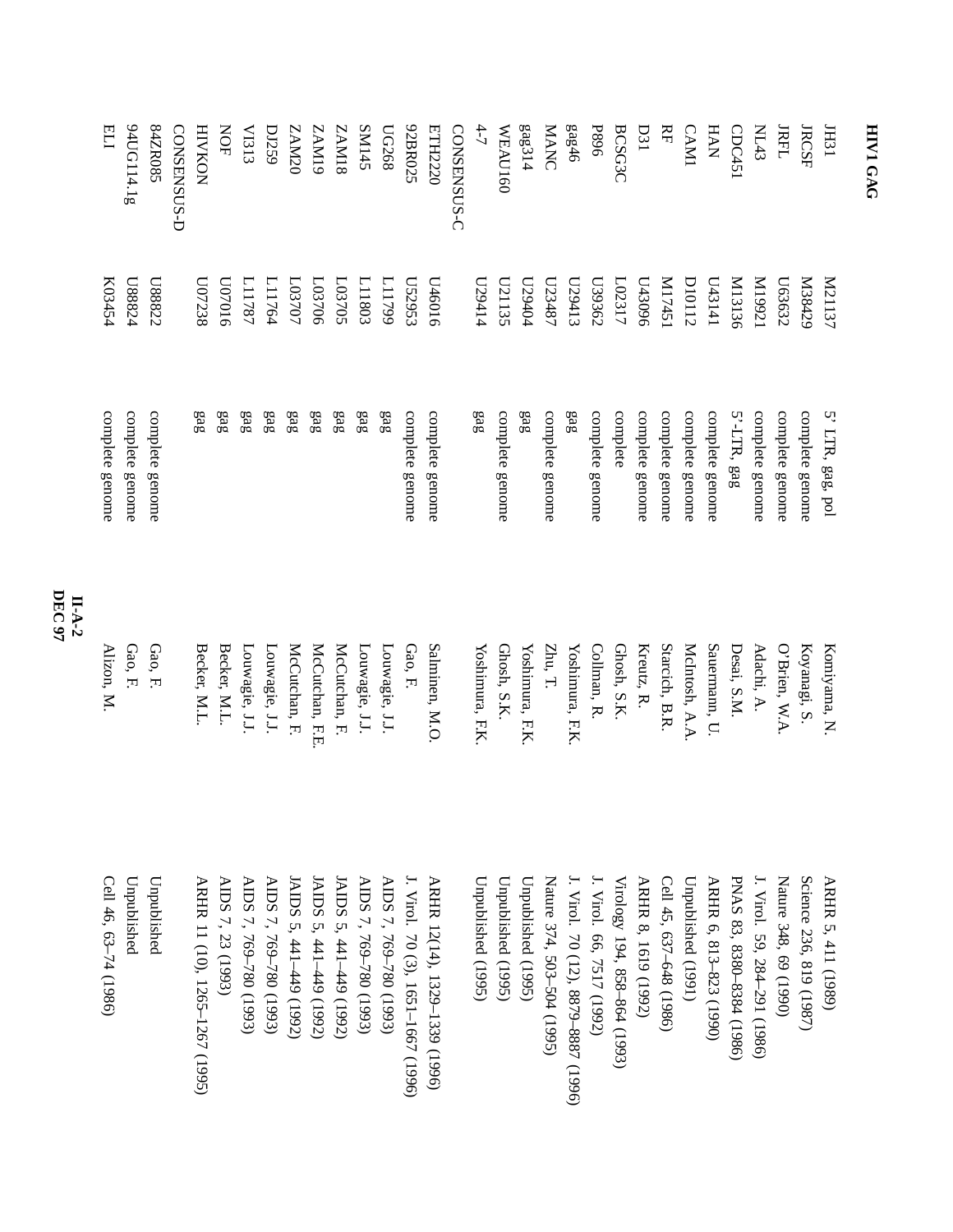## HIV1 GAG

| | | | | |
|---|---|---|---|---|
| JH31 | M21137 | 5' LTR, gag, pol | Komiyama, N. | ARHR 5, 411 (1989) |
| JRCSF | M38429 | complete genome | Koyanagi, S. | Science 236, 819 (1987) |
| JRFL | U63632 | complete genome | O'Brien, W.A. | Nature 348, 69 (1990) |
| NL43 | M19921 | complete genome | Adachi, A. | J. Virol. 59, 284–291 (1986) |
| CDC451 | M13136 | 5'-LTR, gag | Desai, S.M. | PNAS 83, 8380–8384 (1986) |
| HAN | U43141 | complete genome | Sauermann, U. | ARHR 6, 813–823 (1990) |
| CAM1 | D10112 | complete genome | McIntosh, A.A. | Unpublished (1991) |
| RF | M17451 | complete genome | Starcich, B.R. | Cell 45, 637–648 (1986) |
| D31 | U43096 | complete genome | Kreutz, R. | ARHR 8, 1619 (1992) |
| BCSG3C | L02317 | complete | Ghosh, S.K. | Virology 194, 858–864 (1993) |
| P896 | U39362 | complete genome | Collman, R. | J. Virol. 66, 7517 (1992) |
| gag46 | U29413 | gag | Yoshimura, F.K. | J. Virol. 70 (12), 8879–8887 (1996) |
| MANC | U23487 | complete genome | Zhu, T. | Nature 374, 503–504 (1995) |
| gag314 | U29404 | gag | Yoshimura, F.K. | Unpublished (1995) |
| WEAU160 | U21135 | complete genome | Ghosh, S.K. | Unpublished (1995) |
| 4-7 | U29414 | gag | Yoshimura, F.K. | Unpublished (1995) |
| CONSENSUS-C | | | | |
| ETH2220 | U46016 | complete genome | Salminen, M.O. | ARHR 12(14), 1329–1339 (1996) |
| 92BR025 | U52953 | complete genome | Gao, F. | J. Virol. 70 (3), 1651–1667 (1996) |
| UG268 | L11799 | gag | Louwagie, J.J. | AIDS 7, 769–780 (1993) |
| SM145 | L11803 | gag | Louwagie, J.J. | AIDS 7, 769–780 (1993) |
| ZAM18 | L03705 | gag | McCutchan, F. | JAIDS 5, 441–449 (1992) |
| ZAM19 | L03706 | gag | McCutchan, F.E. | JAIDS 5, 441–449 (1992) |
| ZAM20 | L03707 | gag | McCutchan, F. | JAIDS 5, 441–449 (1992) |
| DJ259 | L11764 | gag | Louwagie, J.J. | AIDS 7, 769–780 (1993) |
| VI313 | L11787 | gag | Louwagie, J.J. | AIDS 7, 769–780 (1993) |
| NOF | U07016 | gag | Becker, M.L. | AIDS 7, 23 (1993) |
| HIVKON | U07238 | gag | Becker, M.L. | ARHR 11 (10), 1265–1267 (1995) |
| CONSENSUS-D | | | | |
| 84ZR085 | U88822 | complete genome | Gao, F. | Unpublished |
| 94UG114.1g | U88824 | complete genome | Gao, F. | Unpublished |
| ELI | K03454 | complete genome | Alizon, M. | Cell 46, 63–74 (1986) |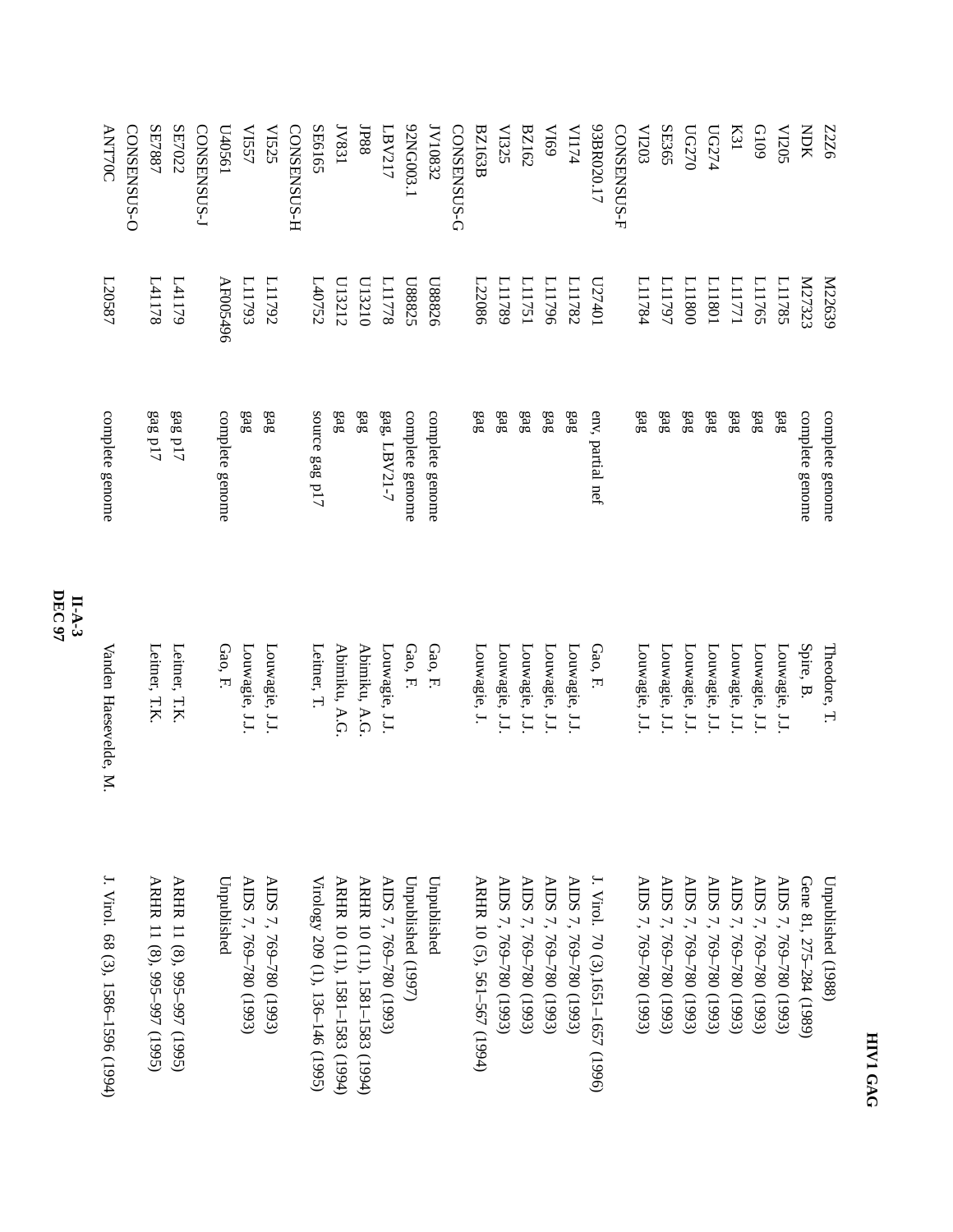| | | | | |
|---|---|---|---|---|
| ZZ6 | M22639 | complete genome | Theodore, T. | Unpublished (1988) |
| NDK | M27323 | complete genome | Spire, B. | Gene 81, 275–284 (1989) |
| VI205 | L11785 | gag | Louwagie, J.J. | AIDS 7, 769–780 (1993) |
| G109 | L11765 | gag | Louwagie, J.J. | AIDS 7, 769–780 (1993) |
| K31 | L11771 | gag | Louwagie, J.J. | AIDS 7, 769–780 (1993) |
| UG274 | L11801 | gag | Louwagie, J.J. | AIDS 7, 769–780 (1993) |
| UG270 | L11800 | gag | Louwagie, J.J. | AIDS 7, 769–780 (1993) |
| SE365 | L11797 | gag | Louwagie, J.J. | AIDS 7, 769–780 (1993) |
| VI203 | L11784 | gag | Louwagie, J.J. | AIDS 7, 769–780 (1993) |
| CONSENSUS-F | | | | |
| 93BR020.17 | U27401 | env, partial nef | Gao, F. | J. Virol. 70 (3),1651–1657 (1996) |
| VI174 | L11782 | gag | Louwagie, J.J. | AIDS 7, 769–780 (1993) |
| VI69 | L11796 | gag | Louwagie, J.J. | AIDS 7, 769–780 (1993) |
| BZ162 | L11751 | gag | Louwagie, J.J. | AIDS 7, 769–780 (1993) |
| VI325 | L11789 | gag | Louwagie, J.J. | AIDS 7, 769–780 (1993) |
| BZ163B | L22086 | gag | Louwagie, J. | ARHR 10 (5), 561–567 (1994) |
| CONSENSUS-G | | | | |
| JV10832 | U88826 | complete genome | Gao, F. | Unpublished |
| 92NG003.1 | U88825 | complete genome | Gao, F. | Unpublished (1997) |
| LBV217 | L11778 | gag, LBV21-7 | Louwagie, J.J. | AIDS 7, 769–780 (1993) |
| JP88 | U13210 | gag | Abimiku, A.G. | ARHR 10 (11), 1581–1583 (1994) |
| JV831 | U13212 | gag | Abimiku, A.G. | ARHR 10 (11), 1581–1583 (1994) |
| SE6165 | L40752 | source gag p17 | Leitner, T. | Virology 209 (1), 136–146 (1995) |
| CONSENSUS-H | | | | |
| VI525 | L11792 | gag | Louwagie, J.J. | AIDS 7, 769–780 (1993) |
| VI557 | L11793 | gag | Louwagie, J.J. | AIDS 7, 769–780 (1993) |
| U40561 | AF005496 | complete genome | Gao, F. | Unpublished |
| CONSENSUS-J | | | | |
| SE7022 | L41179 | gag p17 | Leitner, T.K. | ARHR 11 (8), 995–997 (1995) |
| SE7887 | L41178 | gag p17 | Leitner, T.K. | ARHR 11 (8), 995–997 (1995) |
| CONSENSUS-O | | | | |
| ANT70C | L20587 | complete genome | Vanden Haesevelde, M. | J. Virol. 68 (3), 1586–1596 (1994) |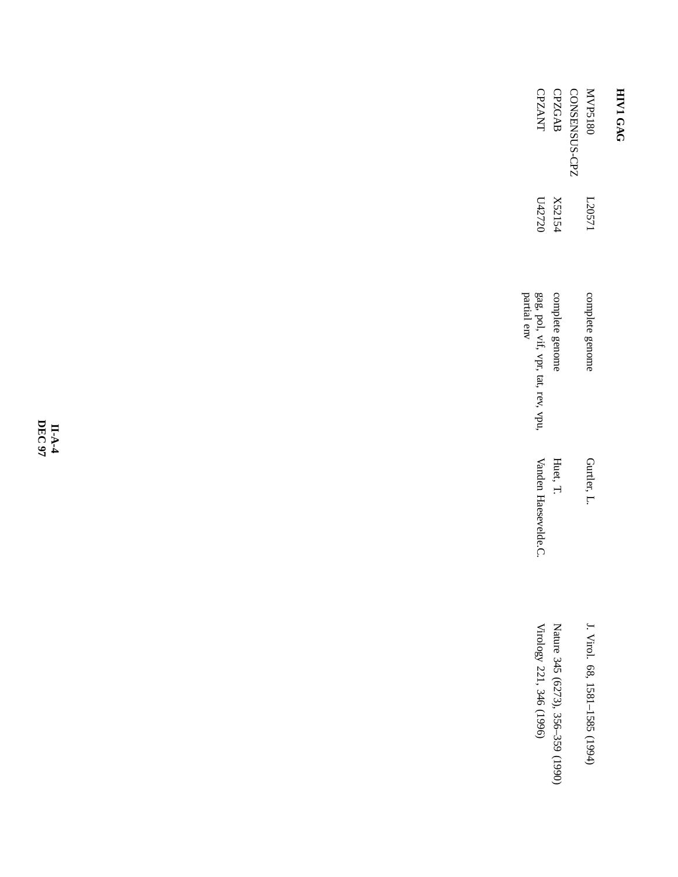**HIV1 GAG**

| | | | | |
|---|---|---|---|---|
| MVP5180 | L20571 | complete genome | Gurtler, L. | J. Virol. 68, 1581–1585 (1994) |
| CONSENSUS-CPZ | | | | |
| CPZGAB | X52154 | complete genome | Huet, T. | Nature 345 (6273), 356–359 (1990) |
| CPZANT | U42720 | gag, pol, vif, vpr, tat, rev, vpu, partial env | Vanden Haesevelde.C. | Virology 221, 346 (1996) |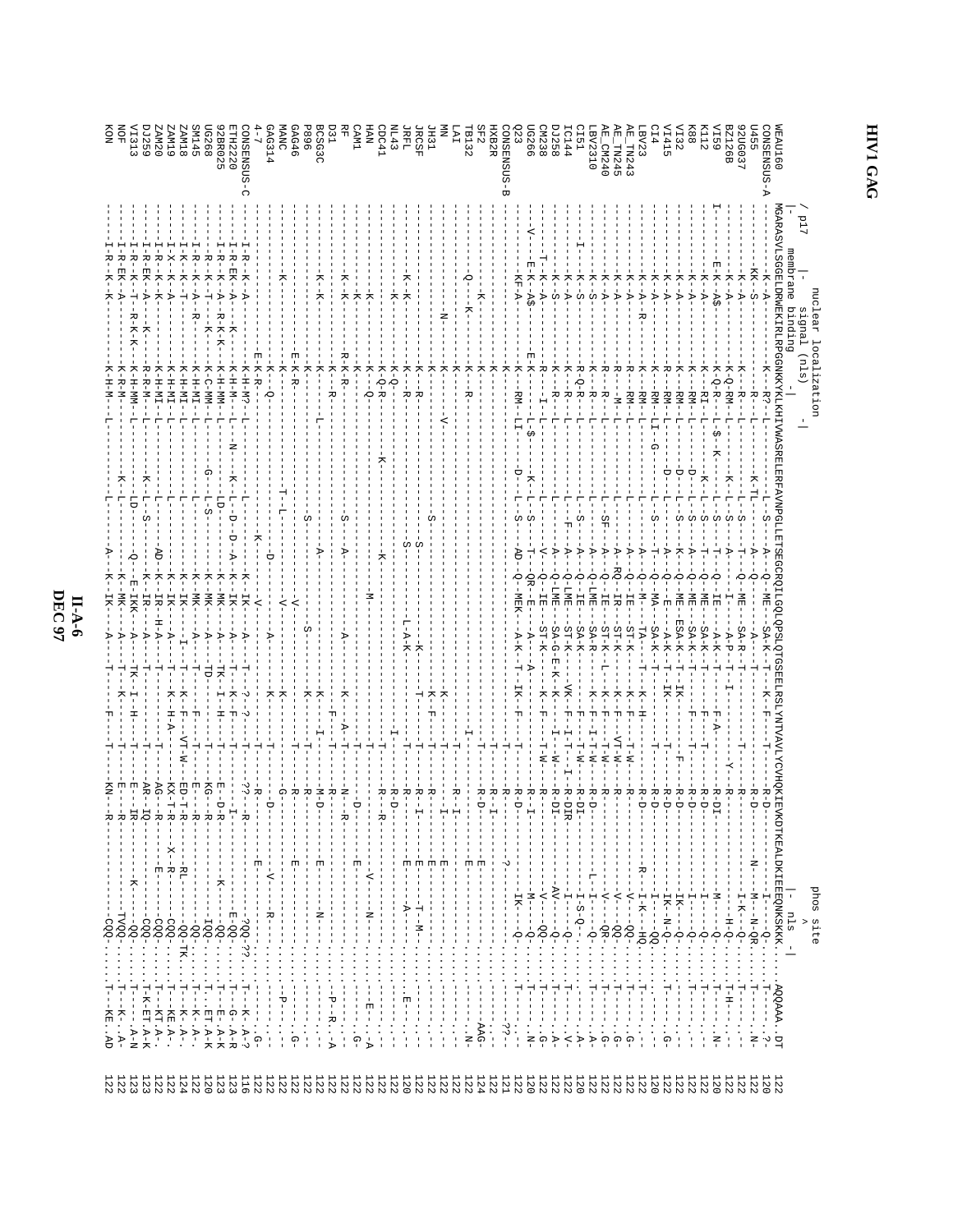# HIV1 GAG

```
              / p17
              |-  membrane       -|  nuclear localization                                                                                             phos site
                  binding            signal (nls)                                                                                                         ^
                                     |-        -|                                                                                                |- nls -|
WEAU160       MGARASVLSGGELDRWEKIRLRPGGNKKYKLKHIVWASRELERFAVNPGLLETSEGCRQILGQLQPSLQTGSEELRSLYNTVAVLYCVHQKIEVKDTKEALDKIEEEQNKSKKK...AQQAA..DT   122
CONSENSUS-A   ----------K--A-------------K--R?-L-----------L--S----A--Q--ME--SA-K--T--K--F----T---------R-D------------I---Q....T-.....?-   120
U455          ----------KK--S------------R---L---------K-TL----A--Q---------A-----T---------------R-D---------N---M--N-QR....T-......N-   122
92UG037       ----------K--A-------------K--R---L-----------L--S----T--Q--ME--SA-R--T-------T-------R-----------------I-K--Q....T-.......-   122
BZ126B        ----------K--A-------------K-Q-RM--L---------K---L--S----A-----I-----A-P--T--I---------Y--R---------------H-Q....T-H.....-   122
VI59          I---------E-K--A$----------K-Q-R---L-$-K-------L--S----T--Q--IE----A-K--T---------F-A-------R-DI-----------M---Q....T-.....N-   120
K112          ----------K--A-------------K--RI---L-------K----L--S----T--Q--ME--SA-K--T---------F---------R-D-------------I---Q....T-.......-   122
K88           ----------K--A-------------K--RM---L---------D---L--S----A--Q--ME--SA-K--T---------F---T-----R-D-------------I---Q....T-.......-   122
VI32          ----------K--A-------------K--RM---L---------D---L--S----K--Q--ME--ESA-K--T--IK-------F-------R-D----------IK---Q....T-.......-   122
VI415         ----------K--A-------------R--RM---L---------D---L--S----A--Q--E----A-K--T--IK----------------R-D----------IK-N-Q....T-......G-   122
CI4           ----------K--A-------------K--RM--LI--G--------L--S----T--Q--MA--SA-K--T----------------R-D----------I---QQ....-.........-   120
LBV23         ----------K--A--R----------K--RM---L-----------L--------A--Q--M---TA----T---K--H---------R-D---------R--I-K--HQ....T-.......-   122
AE_TN243      ----------K--A-------------R--RM---L-----------L--------A--Q--IE---ST-K---T---K--F---T-W----R----------V---QQ....T-......G-   122
AE_TN245      ----------K--A-------------R---M---L-----------L--------A--RQ--IR---ST-K---T---K--F---VT-W---R----------V---QQ....T-......G-   122
AE_CM240      ----------K--A-------------R--R----L-----------L--SF----A--Q--IE---ST-K---L---K--F---T-W---R----------V---QR....T-......G-   122
LBV2310       ----------K--S-------------K--R----L-----------L--------A--Q-LME---SA-R-------K--F--I-T-W---R-D-----L--I---Q....T-......A-   122
CI51          ----------K--S-------------R-Q-R---L-----------L--S-----A--Q--IE---SA-K---------F---T-W---R-DI----------I-S-Q....-.........-   120
IC144         ---I------K--A-------------K--R----L-----------L--F-----A--Q-LME---ST-K---VK---F--I-T--I--R-DIR---------I---Q....T-......V-   122
DJ258         ----------K--S-------------K--R----L-----------L--------A--Q-LME---SA-G-E-K--K--I-W--R-DI-----------AV---Q....T-......A-   122
CM238         ----------T--K--A----------R---I---L-----------L--------V--Q--IE---ST-K---K---F---T-W---R-----------V---QQ....T-......G-   122
UG266         ---V------E-K--A$----------E-K----L-$----------K--L--S---T--QR--E-----A-----A---------------R-I------------M---Q....T-......N-   120
Q23           ----------KF-A-------------K---RM--LI------D---L--S---AD--Q--MEK---A-K--T--IK---F-------R-D----------IK---Q....T-......??-   122
CONSENSUS-B   ----------K----------------K------------------------------------------------------------R-------?----------......-.........   121
HXB2R         ----------K----------------K-------------------------------------------------------------R--I--------------......-.........   122
SF2           ----------K----------------K--R-----------------------------------------T--------------R-D--------E----------......-.....AAG-   124
TB132         ----------Q---K------------K--R----------------------------------------I-------------------------------------......-......N-   122
LAI           ----------K----------------K-----------------------------------------------------------R--I--------------------......-.........   122
MN            -----------N----------------K--------V-----------------------------------K---------------I-------E-------------......-.........   122
JH31          ----------K----------------K--------------------------S--------------K--F-------T-------R----------E--------T-M....-.........   122
JRCSF         ----------K----------------K--R------------------------S--------K-------T-------T------R-I--------E-------------......-.........   122
JRFL          ----------K--K-------------K--R------------------------S--------L-A-K-----------T-------R----------E------A---......-.........   120
NL43          ----------K----------------K-Q--------------------------------------------------I-------R-D-------------------......-.....E...   122
CDC41         ----------K----------------K-Q-R-----------------K---------K---------------------T-------R---R----------------......-.........   122
HAN           ----------K----------------K--Q---------------------------------M---------------T-------R-R-----------------......-.........   122
CAM1          ----------K----------------K-Q--------------------------------------------------T--------D----------V------N......-.....E...   122
RF            ----------K--K-------------R-K-R-----------------S--------A-------A-------K---A-T-------N---R----------E----------......-......G-   122
D31           ----------K--K-------------K---R-----------------------------------------F---T-------R----------------------......-P--R....A   122
BCSG3C        ----------K--K-------------K---------L---------------------A-------------K---I-------M-D-------E--------N----......-.........   122
P896          ----------K----------------K-----------------S-------------------S-------K---T-------R-------------------------......-.........   122
GAG46         ----------K----------------E-K-R-----------------------------------------K---T-------R---------E-------------......-......G-   122
MANC          ----------K----------------K-----------T-L-----------------V-----------------------------G-------------------......-P.......   122
GAG314        ----------K----------------K--Q--------------------D-------------A-------K---T--------D--------V-----R-------......-.........   122
4-7           ------------------------E-K-R-----------------K---------V-------------------T-------R--------E-----------......-.....G-   122
CONSENSUS-C   ----------I-R--K--A--------K-H-M?-L-----------K--K--IK---A---T--?--?---T-------??---R------?QQ.??..T-K..A-?   116
ETH2220       ----------I-R-EK--A-----K----K-H-M---L---N----K--L--D--D-A--K--IK---A----T---K--F---T-------I----------E-QQ....T-G..A-R   123
92BR025       ----------I-R--K--A--R-K-K---K-H-MM--L-----------LD--------K--MK---A---TK--I--H---T-------E--D-R-------K----QQ....T-E..A-K   123
UG268         ----------I-R--K--T---K-----K-C-MM--L-----G--L-S---------K--MK---A---TD---------T-------KG--R------------IQQ....T-ET.A-K   120
SM145         ----------I-R--K--A--R-----K-H-MI--L-----------L------------K--MK---A---T---------F---T-------ED--R--------------QQ....T-K..A-.   122
ZAM18         ----------I-K--K--T--------K-H-MI--L-----------L------------K--IK---I---T---K--F---VT-W-----E---R------RL------QQ.TK..T-K..A-.   124
ZAM19         ----------I-X--K--A--------K-H-MI--L-----------L------------K--IK---A---T---K--H-A-------KX-T-R------X--R----CQQ....T-KE.A-.   122
ZAM20         ----------I-R--K--K--------K-H-MI--L-----------L--------AD--K--IR--H-A---T-----------T-------AG---R-----------E------CQQ....T-KT.A-.   122
DJ259         ----------I-R-EK--A----K---R-R-M---L---------K--L--S--------K--IR-----A---T----------T-------AR--IQ-------------CQQ....T-K-ET.A-K   123
VI313         ----------I-R--K--T--R-K-K-K-H-MM--L-----------LD----------Q--E-IKK---A---TK--I--H---T-------E---IR---------K------QQ....T-....A-N   123
NOF           ----------I-R-EK--A--------K-R-M---L------K-----L------------K--MK---A---T---K---------T-------E----R-------------TVQQ....T-K..A-N   122
KON           ----------I-R--K--K--------K-H-M---L------------L---------A--K--IK---A---T---------F---T-------KN---R-------------CQQ....T-KE..AD   122
```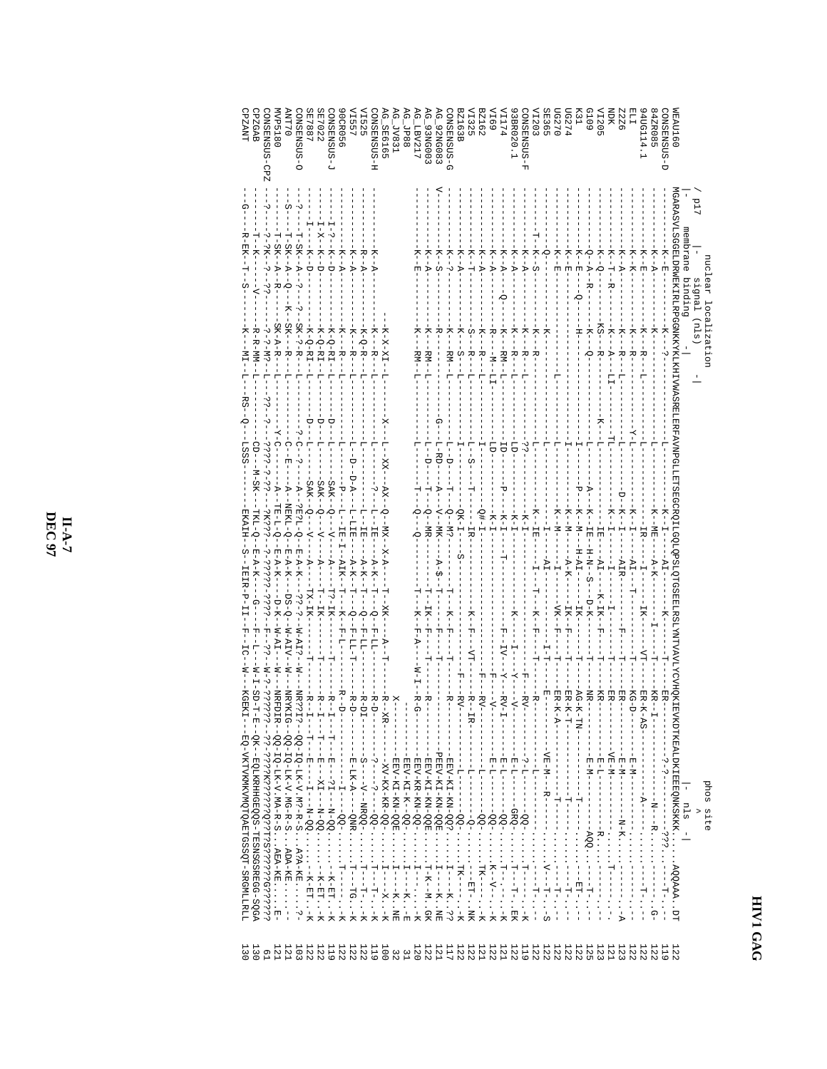# HIV1 GAG

```
       / p17                    nuclear localization                                                                                                phos site
       |-  membrane binding  -|   signal (nls)   -|                                                                                                   ^       |- nls -|
WEAU160      MGARASVLSGGELDRWEKIRLRPGGNKKYKLKHIVWASRELERFAVNPGLLETSEGCRQILGQLQPSLQTGSEELRSLYNTVAVLYCVHQKIEVKDTKEALDKIEEEQNKSKKK...AQQAAA..DT  122
CONSENSUS-D  ---------K--E---------------K---?---------------L-----------K--I-------AI------------K-----T------ER--------?-?----------???.....--T-..--  119
84ZR085      ---------K--A---------------K---------------L-----------K--ME-----A-K-------I-----T------KR--I-------------N--R..........--G-  122
94UG114.1    ---------K--E---------------K---R---L-----------L-----------IR-----I------IK-----VT------ER-K-AS--------A----........T--.  122
ELI          ---------K--K---------------K---R----------Y-L-----------K--I-----AI---T--------T------KG-D---------E-M-------.........  122
Z2Z6         ---------K--A---------------K---R---L--------L------D-K--I-----AIR-----------F---T------ER---------E-M-------N-K.......A  123
NDK          ---------K--T--R------------K---A---LI-------TL-----------K--I-----I----------I---T------ER---------VE-M-------..T......  121
VI205        ---------K--Q-----------KS---R-----------K--L-----------IE-----AI----K-IK--F---T------KR---------E-L-------R........--  123
G109         ---------Q--A--R-----------K---Q-----------L-----A---K--IE-H-N--S--D-K-----T------NR---------E-M-------AQQ....T..  125
K31          ---------K--E---Q-----------H-----------I-----P---K--M--H-AI-------IK-----T------AG-K-TN--------T--------....ET..  122
UG274        ---------K--E-----------------------------------------K--M-----A-K------IK--F---T------ER-K-T----------T--.........  122
UG270        ---------K--E-------------------L---------------------K--M-----I------VK--F---T------ER-K-A-------------........T..  122
SE365        ---------Q-------------K---------------------L-----------I------AI-------------I-T-----E---------VE-M---R-------..V--T..S  122
VI203        ------T--K--S---------------K---R---------------------K--IE------I---T---K--F---T------R----------L-------........T..K  122
CONSENSUS-F  ---------K--A---------------K---R---L-------??-----------K-I---------------------------F---RV--------?-L------QQ-......T..K  119
93BR020.1    ---------K--A---------------K---R---L-------LD-----------K-I-----------------K-----I---Y------V----------E-L-------GRQ..T--T..EK  122
VI174        ---------K--A-------Q---------K---RM--L-------ID-----P----K-I--------T-----------------F--IV---Y--RV-I-------E-L-------QQ-....T.--K  121
VI69         ---------K--A---------------R---M--LI-------LD-----------K-I-------------------------F-----V---------E-L-------QQ-....K--V..K  122
BZ162        ---------K--A---------------K---R---L-------I------------Q#-I-------------------------F---RV--------L-------QQ-...TK---..K  121
VI325        ---------K--T---------------S---R---L-------L--S-----T------IR--------------K--F----VT------R--IR-------L-------Q-........ET..NK  122
BZ163B       ---------K--A---------------K---S---L-------I----------QK-I-----S------------------F---RV---------L-------QQ........TK---..K  122
CONSENSUS-G  ---------K--?---------------K---RM--L-------L-D-----T----Q--M?-------------K--F-----T------R--------EEV-KI-KN-QQ?....I---K..??  117
AG_92NG083   V--------K--S---------------K---RM--L------G--L-RD-----A----V--MK-----A-$--T-----K--F-----T------R--------PEEV-KI-KN-QQE....I---K..NE  121
AG_93NG003   ---------K--A---------------R---------------L-D-----T----Q--MR--------T--IK--F----T------R--------EEV-KI-KN-QQE....T-K--M..GK  122
AG_LBV217    ---------K--E---------------K---RM--L-------L-------T-----Q--Q-----------T--K--F-A-----W-I-R-G-------EEV-KR-KN-QQ.....I---..K  120
AG_JP88                                                                                                              EEV-KI-K--QQ.....I---K..E  31
AG_JV831                                                                                                            X-------EEV-KI-KN-QQE....I---K..NE  32
AG_SE6165    -------------------------K-X-XI--L-----X--L--XX---AX--Q--MX--X-A--------T--XK------A--T------R--XR-------XV-KX-KR-QQ-....I---X..K  100
CONSENSUS-H  ---------K--A---------------K---R---L-------------L----------?---L--IE-----A-K--T-----Q--F-LL-------R-D--------?---?-----QQ-....T--T..K  119
VI525        ---------R--A---------------K-Q-R---L-------------L-------------L--IE-----A-K--T-----Q--F-LL-------R-DI--------S----V--NRQQ-....T--T..K  122
VI557        ---------K--A---------------K---R---L-------L--D--D-A----L-LIE-----A-K--T-----Q--F-LL-T-----R-D---------E-LK-A----QNR.....T--TG..K  122
90CR056      ---------K--A---------------K---R---L-------L--------P----L--IE-I--AIK-T----K--F-L-------R--D----------------QQ-.......T..K  122
CONSENSUS-J  ---------I-?--K--D---------K-Q-RI--L-----D--L-----SAK--Q--V-----A-----T?-IK----T-------R--I---T---E---?I--N-QQ.....K-ET..K  119
SE7022       ---------I-X--K--D---------K-Q-RI--L-----D--L-----SAK--Q--V-----A-----T--IK----T-------R--I---T---E---XI--N-QQ......K-ET..K  122
SE7887       ---------I----K--D---------K-Q-RI--L-----D--L-----SAK--Q--V-----A-----TX-IK----T-------R--I---T---E---I--N-QQ......K-ET..K  122
CONSENSUS-O  ------?----T-SK--A--?----?-SK-?-R--L-----?-C--?---A--?E?L-Q--E-A-K----??-?--W-AI?--W---NR?I?---QQ-IQ-LK-V.M?-R-S..A?A-KE.....?-  103
ANT70        ------S----T-SK--A--Q----K-SK---R--L-----C--E-----A--NEKL-Q--E-A-K----DS-Q--W-AIV--W---NRYKIG--QQ-IQ-LK-V.MG-R-S..ADA-KE.....-  121
MVP5180      ----------T-SK--A--R-------SK-A-R--L-----Y-C-------A--TE-L-Q--E-A-K----D-K--W-AI---W---NRFDIR--QQ-IQ-LK-V.MA-R-S..AEA-KE......E-  121
CONSENSUS-CPZ -----?----?-?K--?--??------?-?M?--L--??-?--????-?-??---?K???-?-?????-????----F-??---W-?-??????--??-????K????QT?S?????G?????  61
CPZGAB       ---------T--K-----V--------R-R-MM--L--------CD---M-SK---TKL-Q--E-A-K------G----F--L----W-I-SD-T-E--QK--EQLKRHHGEQS-TESNSGSREGG-SQGA  130
CPZANT       ---G------R-EK--T--S-------K---MI--L---RS--Q--LSSS-------EKAIH--S--IEIR-P-II--F--IC--W---KGEKI---EQ-VKTVKMKVMQTQAETGSSQT-SRGMLLRLL  130
```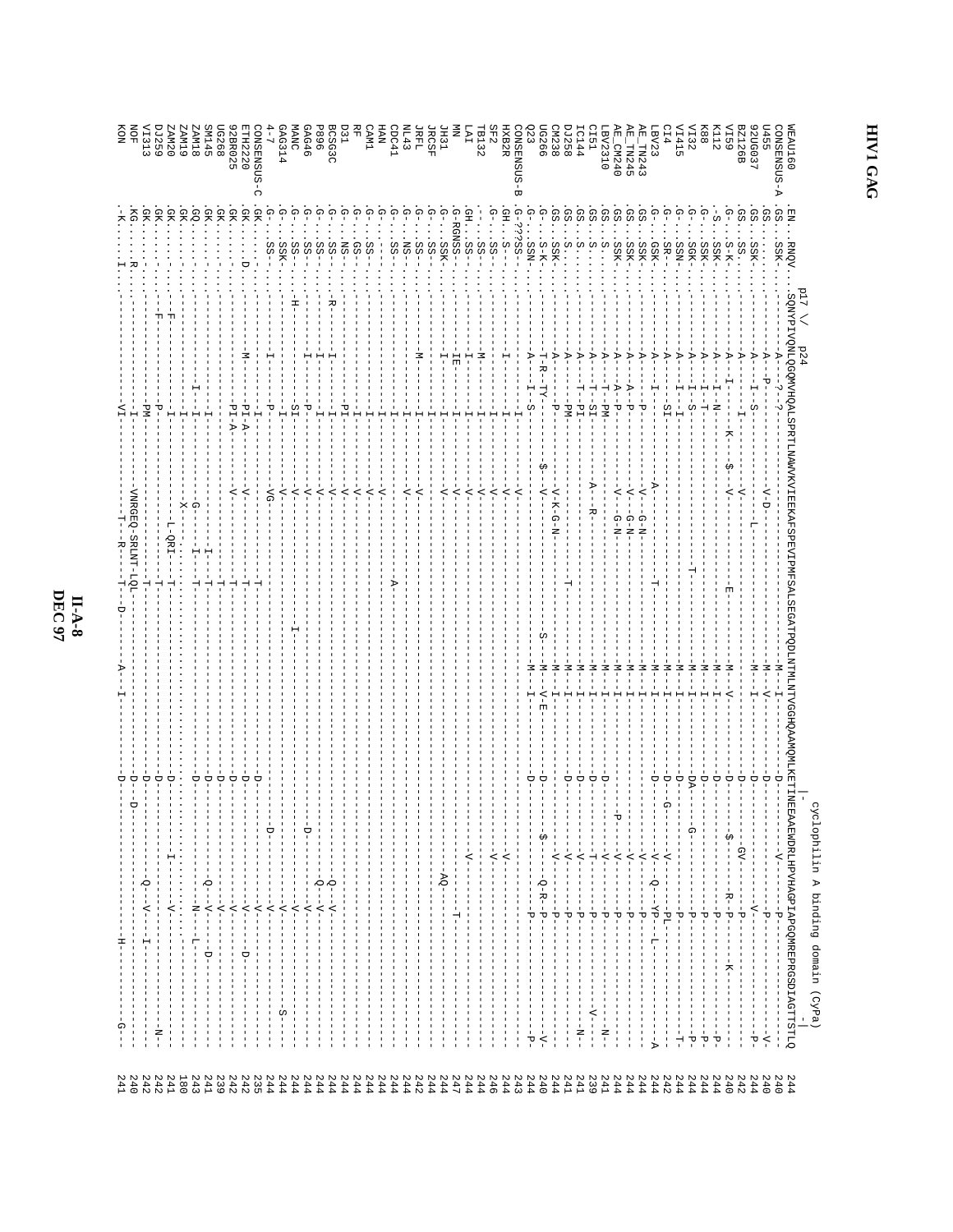# HIV1 GAG

```
                                      p17 \/  p24                                                                                                          |-  cyclophilin A binding domain (CyPa)  -|
WEAU160      .EN..RNQV.  SQNYPIVQNLQGQMVHQALSPRTLNAWVKVIEEKAFSPEVIPMFSALSEGATPQDLNTMLNTVGGHQAAMQMLKETINEEAAEWDRLHPVHAGPIAPGQMREPRGSDIAGTTSTLQ  244
CONSENSUS-A  .GS..SSK..  ---A--?-?---------------------------------------------M--I---------D-------V-------P------------------------  240
U455         .GS.......  ---A---P-------------V-D---------------------------------M--V---------D---------------P-------------------------V-  240
92UG037      .GS..SSK..  ---A---I-S--------------------L----------------------------M--I---------D---------------P-------------------------P-  244
BZ126B       .GS..SS...  ---A-----I--------------V-----------------------------------------D-------------V-----P-------------------------  242
VI59         .G-..S-K..  ---A--I-----------K--$--V-------------------E-------------M--V---------D------$--------R-P-------K-----------------  240
K112         .-S..SSK-.  ---A---I--N-----------------------------------------------M--I---------D--------GV-------P------------------------P-  244
K88          .G-..SSK-.  ---A---I--T---------------------------------------------------M--I---------D------------------P---------------------P-  244
VI32         .G-..SGK-.  ---A---I--S---------------------------------T-------------M--I---------DA-----G-----------P---------------------P-  244
VI415        .G-..SSN-.  ---A---I--I-----------------------------------------------M--I---------D--------------------P---------------------T-  244
CI4          .G-..SR-..  ---A-----SI-------------------------------------------------M--I---------D--G----V--------PL-------------------------  242
LBV23        .G-..GSK-.  ---A---I-------------A----------------T-------------------M--I---------D---------V--Q--YP--L--------------------A  244
AE_TN243     .GS..SSK-.  ---A-------P---------V--G-N--------------------------------M--I--------------------V--------P---------------------  244
AE_TN245     .GS..SSK-.  ---A---A--P---------V--G-N--------------------------------M--I--------------------V--------P---------------------  244
AE_CM240     .GS..SSK-.  ---A---A--P---------V--G-N--------------------------------M--I----------------P---V--------P---------------------  244
LBV2310      .GS..S....  ---A---T--PM------------------------T-----------------------M--I---------D--------V--------P--------------------N-  241
CI51         .GS..S....  ---A---T--SI---------A---R-------------------------------M--I---------D--------T--------P--------------------V--  239
IC144        .GS..S....  ---A---T--PI----------------------------------------------M--I---------D--------V--------P---------------------  241
DJ258        .GS..S....  ---A----------PM------------------------------------------M--I---------D--------V--------P--------------------N-  241
CM238        .GS..SSK-.  ---A--------P-------V-K-G-N-----------T-------------------M--I----------------V--------P---------------------  244
UG266        .G-..S-K-.  ---T-R--TY-------$--V----------------------S----------M--V-E--------D------$--------Q-R--P-------------------V-  240
Q23          .G-..SSN-.  ---A---I-S-----------------------------------------------M--I---------D-----------------P-------------------P-  244
CONSENSUS-B  .G-???SS-.  ---------I----------------V----------------------------------------------------V--------------------------------  243
HXB2R        .GH..S-...  ---------I----------------V-------------------------------------------------------------------------------------  244
SF2          .G-..SS...  ---------I----------------V--------------------------------------------------V------------------------------------  246
TB132        .-...SS...  ---M-----I----------------V-------------------------------------------------------------------------------------  244
LAI          .GH..SS...  ---I-----I----------------V---------------------------------------------------V----------T------------------------  244
MN           .G-RGNSS-.  ---IE-----I----------------V-------------------------------------------------------------------------------------  247
JH31         .G-..SSK-.  ---I------I----------------V------------------------------------------------AQ--------------------------------------  244
JRCSF        .G-..SS...  ----------I----------------V--------------------------------------------------------------------------------------  244
JRFL         .G-..SS...  ---M------I----------------V--------------------------------------------------------------------------------------  242
NL43         .G-..NS...  ----------I----------------V--------------------------------------------------------------------------------------  244
CDC41        .G-..SS...  ----------I----------------------A----------------------------------------------------------------------------------  244
HAN          .G-..-....  ----------I----------------V--------------------------------------------------------------------------------------  244
CAM1         .G-..SS...  ----------I----------------V--------------------------------------------------------------------------------------  244
RF           .G-..GS...  ----------I----------------V--------------------------------------------------------------------------------------  244
D31          .G-..NS...  ---I------PI---------------V--------------------------------------------------------------------------------------  244
BCSG3C       .G-..SS...  -R---I------I---------------V------------------------------------------------Q--V-----------------------------------  244
P896         .G-..SS...  ---I------I----------------V------------------------------------------------Q--V-----------------------------------  244
GAG46        .G-..SS...  ---I------P----------------V-------------------------------------D----------V------------------------------------  244
MANC         .G-..SS...  -H--------SI---------------V-----------------I-----------------------------V------------------------------------  244
GAG314       .G-..SSK-.  ----------I----------------V-----------------------------------------------V---------------------S---------------  244
4-7          .G-..SS...  ---I-------P---------------VG-------------------------------------D--------V-------------------------------------  244
CONSENSUS-C  .GK.......  -----------I-------------------T-------------------------D--------------V------------------------------------------  235
ETH2220      .GK.....D.  ---M------PI-A-------------V--------------T-----------------------D--------------V---D----------------------------  242
92BR025      .GK.......  ----------PI-A-------------V--------------T-----------------------D--------------V--------------------------------  242
UG268        .GK.......  -------I--I-------------------T-------------------------D--------------V------------------------------------------  239
SM145        .GK.......  ----------I--------------I--T--------------------------D---------Q--V--D--------------------------------------  241
ZAM18        .GQ.......  ---I------I-----------G---I--T--------------------------D--------------N--L-------------------------------------  243
ZAM19        .GK.......  ---I------I-----------X--------------------------------------------------------------------------------------------  180
ZAM20        .GK.......  -F---------I-----------L-QRI---T------------------------D----------I-----V------------------------------N-----------  241
DJ259        .GK.......  -F---------P-------------------T------------------------D------------------------------------------------------------  242
VI313        .GK.......  -------------I----------------------T------------------------D---------------I--------------------------------------  242
NOF          .KG.....R.  ----------PM----------VNRGEQ-SRLNT-LQL----------------------D--D--------Q--V--I------------------------------------  240
KON          .-K.....I.  ---------VI----------------T--R---T--D-------A--I---------D---------------H-----------------G-------------------  241
```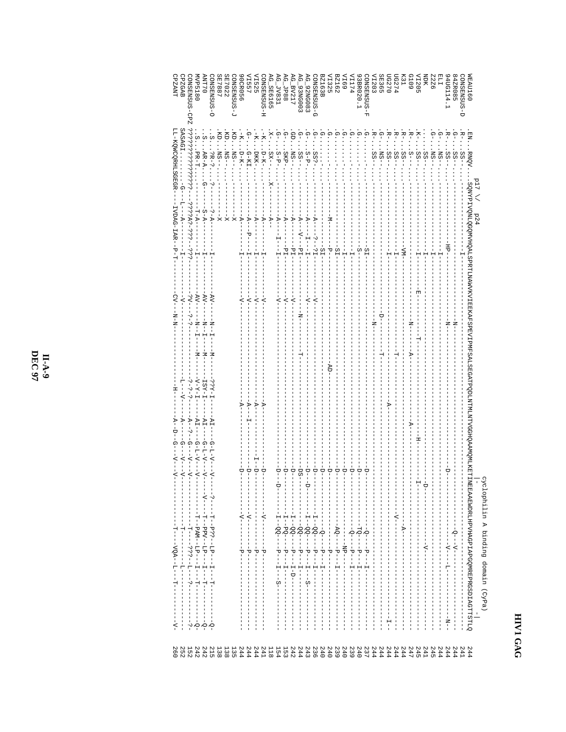# HIV1 GAG

```
                           p17 \/ p24                                                                              cyclophilin A binding domain (CyPa)
                                                                                                                  |-                                   -|
WEAU160        .EN..RNQV..SQNYPIVQNLQGQMVHQALSPRTLNAWVKVIEEKAFSPEVIPMFSALSEGATPQDLNTMLNTVGGHQAAMQMLKETINEEAAEWDRLHPVHAGPIAPGQMREPRGSDIAGTTSTLQ  244
CONSENSUS-D    .R...SS-..  ---------I---------------------N----------------------------------------------------Q---V------------------  241
84ZR085        .G...SS-..  ----------------------------------------------------------------------------------------------------------------  244
94UG114.1      .R...SS-..  --------HP----------------------N----------------------------------------D------------V-----L-----------N-  244
ELI            .G...NS-..  ---------I------------------------------------------------------------------------------------------------  244
Z2Z6           .G...NS-..  ---------I------------------------------------------------------------------------------------------------  245
NDK            ....SS-...  ---------I-------------------------------------------------------------------D--------------V--------------  241
VI205          .K...SS-..  ---------I------------E------------T--------------------H------------I------------------------------------  245
G109           .R...S-...  ---------I---------------------N-------A--------------A---------------------------------------------------  247
K31            .R...SS-..  ---------VM-----------------------------------------------------------------------------------------------  244
UG274          .R...SS-..  ---------I-----------------------------T-------------------------------------V---A-------------------------  244
UG270          .R...SS-..  ---------I------------------------------T-----------------------------------------------------------------  244
SE365          .R...SS-..  ---------I-------------------D----------T-------------A-------------------------------------------------I--  244
VI203          .G...NS-..  --------------------------------N---------------------------------------------------------------------------  244
CONSENSUS-F    .G........  ---------SI---------------------------------------------------------D-----------Q--P--I-------------------  237
93BR020.1      .G........  ---------S----------------------------------------------------------D----------TQ--P--I-------------------  240
VI174          .G........  ---------I----------------------------------------------------------D-----------Q--P--I-------------------  239
VI69           .G........  ---------I----------------------------------------------------------D-------------NP---------------------  240
BZ162          .G........  ---------SI---------------------------------------------------------D----------AQ--P--I-------------------  239
VI325          .G........  --M------P------------------------AD--------------------------------D-------------P-----------------------  240
BZ163B         .G........  ---------SI---------------------------------------------------------D-----------Q--P--I-------------------  240
CONSENSUS-G    .G...SS?-.  -A--?----?I---------------------------------------------------------D--------I-QQ--P--I-------------------  236
AG_92NG083     .G...S-P-.  -A---I---I----------------------------------------------------------D--D-----I-QQ--P--I--S----------------  243
AG_93NG003     .G...SS-..  -A--V----PI---------------------N----------T------------------------DS---------QQ--P--I-------------------  244
AG_BV217       .GD..NS-..  -A-------PI-----------V---------------------------------------------D--------I-QQ--P--I-D-----------------  242
AG_JP88        .G...SKP-.  -A-------PI-----------V---------------------------------------------D--------I-PQ--P--I-------------------  153
AG_JV831       .G...S-P-.  -A---I---I------------V---------------------------------------------D--D-----I-QQ--P--I--S----------------  154
AG_SE6165      .X...SX-...X-A-                                                                                                               118
CONSENSUS-H    .K...D-K-.  -A-------I------------V--------------------------------A------------D--------V-----P---------------------  241
VI525          .K...DKK-.  -A-------I------------V--------------------------------A----------I-D--------------P---------------------  244
VI557          .G...G-KI-  -A--P----I------------V--------------------------------A-I----------D--------V-----P---------------------  244
90CR056        .K...D-K-.  -A-------I------------V---------------------------------A-----------D--------V-----P---------------------  244
CONSENSUS-J    .KD..NS-..  -X                                                                                                            135
SE7022         .KD..NS-..  -X                                                                                                            138
SE7887         .KD..NS-..  -X                                                                                                            138
CONSENSUS-O    .S...?R-?...?--?-A-------I-----------AV--------N-I-------M-------?YV-I------AI---G-L-V---V----?----T-P??-LP--I--T--------Q-  215
ANT70          .S...AR-A...G--S-A-------I-----------AV--------N-I-------M-------ISY-I------AI---G-L-V---V----V----T-PPV-LP--I--T--------Q-  242
MVP5180        .S...PR-T.....-T-A-------I-----------AV--------N-I-------M-------V-Y-I------AI---G-L-V---V---------T-PAM-LP--I--T--------Q-  242
CONSENSUS-CPZ  ??????????????-???A?-???-???---------?V--------?-?---------------?-?-?------A-?---G---V---V---------T---???-L--?---------?-  152
CPZGAB         SASAGI......-G--L--A-----I------------V--------------------------L--V-------A-----G---V---V---------T--------L-------------  252
CPZANT         LL-KQWCQRHLSGEGR---IVDAG-IAR--P-T-----CV--------N-N-------------------H------A-D--G---V---V---------T---VQA-L--T---------V-  260
```

II-A-9
DEC 97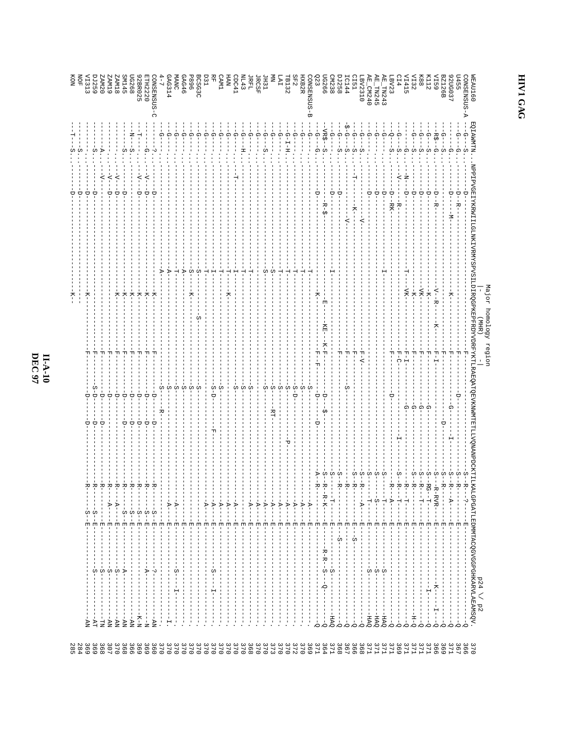# HIV1 GAG

```
                                                       Major homology region
                                                              |-    (MHR)    -|                                                                   p24 \/ p2
WEAU160      EQIAWMTN..NPPIPVGEIYKRWIILGLNKIVRMYSPVSILDIRQGPKEPFRDYVDRFYKTLRAEQATQEVKNWMTETLLVQNANPDCKTILKALGPGATLEDMMTACQGVGGPGHKARVLAEAMSQV.   370
CONSENSUS-A  ---G---S..-------D------------------------------------------F------------------------------S--R-----?---E--------------------------Q.   366
U455         ---G---S..-------D---R--------------------------------------F---------D-------------------S--R---------E--------------------------Q.   367
92UG037      ---G----..-------D--------M--------------------------K------F-----------------G--I---------S--R--A------E--------------------------Q.   369
BZ126B       ---G---S..--------------------------------------------------F-----------------D-------------S--R---------E--------------------------Q.   369
VI59         ---RS-G-..-------D---R---------------------------V-R--K-----F-I-------------------------S-RVR---------E--------------K--I-------Q.   366
K112         ---G---S..-------D------------------------------------K-----F-----------------G-------------S-RG--T----E--------------I-----------Q.   371
K88          ---G---S..-------D------------------------------------VK----F-----------------G-------------S--R--T-----E--------------------------Q.   371
VI32         ---G---S..-------D------------------------------------K-----F-----------------G-------------S--R--------E--------------------------Q.   371
VI415        ---G---N....N----D-------------------------T-------------VK-FI----------------G-------------S--R--T-----E------------------------H-Q.   371
CI4          ---G---S..--V---------R-------------------------------------FC----------------------I--------S--R--T-----E--------------------------Q.   369
LBV23        ---Q---S..-------D---RK-------------------------------------F-----------------D-------------S---R-A------E--------------------------Q.   371
AE_TN243     ---G----..-------D------------------I-----------------------------------------------------S------T-----E----------S-----------HAQ.   371
AE_TN245     ---G----..-------D------------------------------------------------------------------------S-------S----E----------S-----------HAQ.   371
AE_CM240     --------..-------D------------------------------------------------------------------------S------T-----E----------S-----------HAQ.   368
LBV2310      ---G---S..------------V-------------------------------------FV---------------------------S--R---A-----E--------------------------Q.   366
CI51         ---G---S..----T-------------------------------------------------------------------------S--R---------E--S-----------------------Q.   367
IC144        -$-G---S..-----------K--------------------------------------F--------S---------------------R---------E--------------------------Q.   368
DJ258        ---G---S..---------V-----------------------------------------F---------------------------S--R---------E--S-----------------------Q.   371
CM238        ---G---S..-------D-------------------I-----------------------F--------------------------S----T------E-----------S--------------HAQ.   371
UG266        -VR$-S-...--------R-$------------------------------E----KE--K-F------D--$----------------S-R-R-K-----E-----R-R-S--Q-------------Q.   364
Q23          ---G--G-..-------D-----------------------------------K-------F-F------D--D-----------A-R---------E--------------------------Q.   371
CONSENSUS-B  ---G----..----------------------------T----------------------------S-------------------------A----E---------------------------.   369
HXB2R        ---G----..----------------------------T----------------------------S-------------------------A----E---------------------------.   370
SF2          ---G----..----------------------------T----------------------------S-D-----------------------A----E---------------------------.   372
TB132        ---G-I-H..----------------------------T----------------------------S-----------P-------------A----E---------------------------.   370
LAI          ---G----..----------------------------T----------------------------S-------------------------A----E---------------------------.   370
MN           ---G----..----------------------------S----------------------------S-----RT------------------A----E---------------------------.   373
JH31         ---G--S-..----------------------------S----------------------------S-------------------------A----E---------------------------.   370
JRCSF        ---G----..----------------------------T----------------------------------------------------A----E---------------------------.   370
JRFL         ---G----..----------------------------T----------------------------S-------------------------A----E---------------------------.   368
NL43         ---G--H-..----------------------------T----------------------------S------------------------------E---------------------------.   370
CDC41        ---G----..---------T------------------I----------------------------S-------------------------A----E---------------------------.   370
HAN          ---G----..----------------------------T--------K-------------------S-------------------------A----E---------------------------.   370
CAM1         ---G----..----------------------------I----------------------------S-------------------------A----E---------------------------.   370
RF           ---G----..----------------------------I----------------------------S-D-------F---------------A----E-------S--I----------------.   370
D31          ---G----..----------------------------T----------------------------S-------------------------A----E---------------------------.   370
BCSG3C       ---G----..----------------------------S------------S---------------S------------------------------E---------------------------.   370
P896         ---G----..----------------------------S--------K-------------------S------------------------------E---------------------------.   370
GAG46        ---G----..----------------------------A----------------------------S-------------------------A----E---------------------------.   370
MANC         ---G----..----------------------------T-----------------------------------------------------A----E-------S--I----------------.   370
GAG314       ---G----..----------------------------A----------------------------S-------------------------A----E-------------------------I.   370
4-7          ---G----..----------------------------A----------------------------S-R-----------------------------E---------------------------.   370
CONSENSUS-C  -------?..-------D-------------------------K-------K--------F--------D------D----------R-------S-E--------?-----------------AN   360
ETH2220      ---G----..-------V-D------------------------------K--------F--------D------D----------R-------S-E--------A------------------N   369
92BR025      ---T----..-------V-D------------------------------K--------F--------D------D----------R-------S-E---------------------------K-N   369
UG268        ---N---S..-------D------------------------------------K--------F--------D------D----------R-------S-E---------------------------AN   366
SM145        ---N---S..-------D------------------------------------K--------F--------D------D----------R-------S-E----------S----------------AN   368
ZAM18        --------..-------V-D------------------------------K--------F--------D------D----------R-------A-E--------A-------------------AN   370
ZAM19        --------..-------V-D------------------------------K--------F--------D------D----------R-------A-E----------S----------------AN   307
ZAM20        ---A----..-------V------------------------------------------F--------D------D----------R-------E-E----------S----------------TN   368
DJ259        -----S..--------D------------------------------------------F--------S-D-----D----------R-------S-E----------S----------------AT   369
VI313        -----S..--------D-------------------------K----------------F--------D------D----------R-------S-E----------S----------------AT   369
NOF          ------S..-------D--------------------------------------------------------------------------------------------------------------   284
KON          ---T-S..--------D--------------------------------K-------------------------------------------------------------------------AN   285
```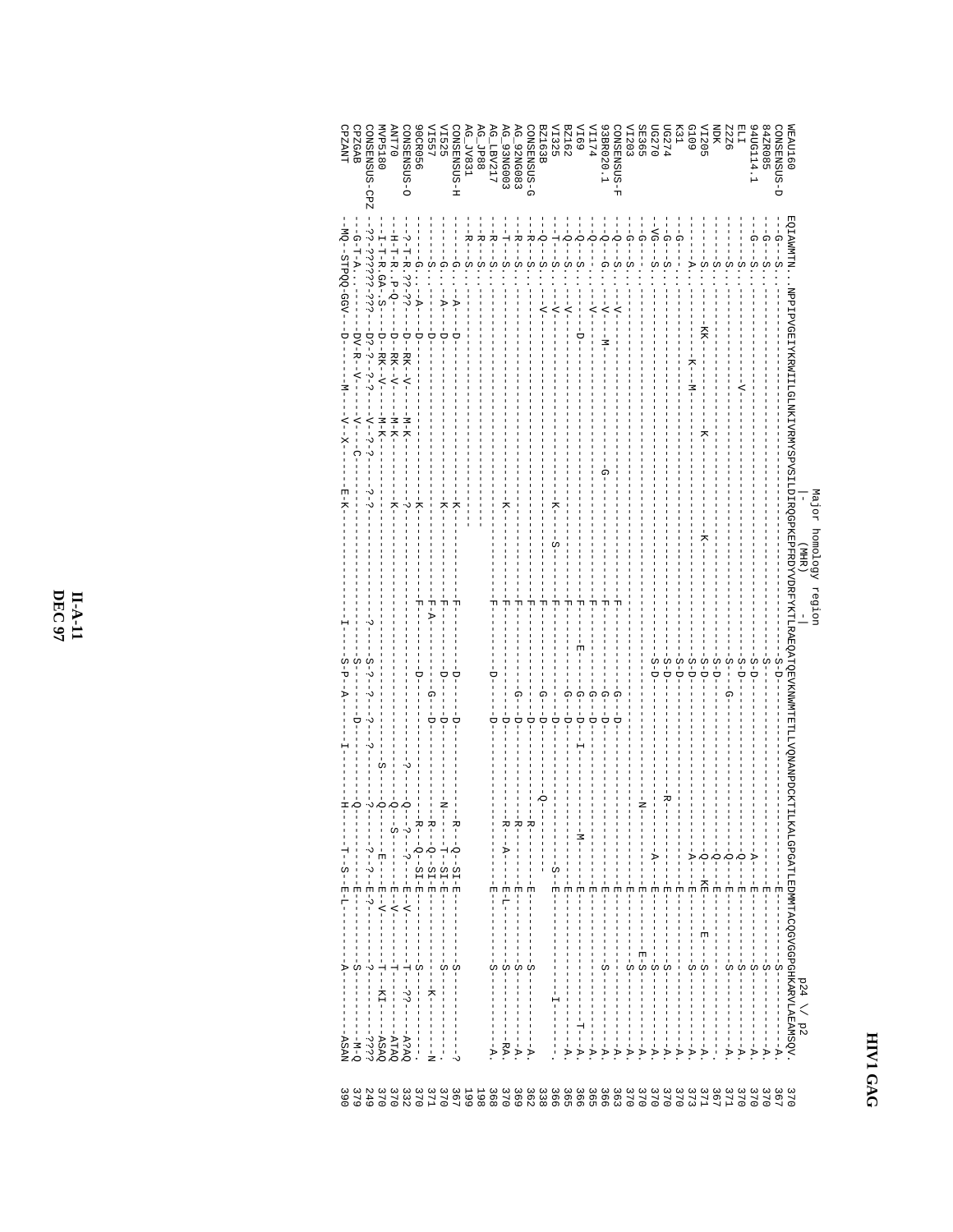# HIV1 GAG

Major homology region (MHR) — p24 \/ p2

```
WEAU160        EQIAWMTN..NPPIPVGEIYKRWIILGLNKIVRMYSPVSILDIRQGPKEPFRDYVDRFYKTLRAEQATQEVKNWMTETLLVQNANPDCKTILKALGPGATLEDMMTACQGVGGPGHKARVLAEAMSQV.   370
CONSENSUS-D    --G--S.....-----------------------------------------------------S-D--------------------------------------E--------S--------A.   367
84ZR085        --G--S.....-----------------------------------------------------S------------------------------------------E--------S--------A.   370
94UG114.1      --G--S.....-----------------------------------------------------S-D--------------------------------------E--------S--------A.   370
ELI            -----S.....-------------------V----------------------------------S-D----------------------------Q------E--------S--------A.   370
Z2Z6           -----S.....-----------------------------------------------------S--G----------------------------Q------E--------S--------A.   371
NDK            -----S.....-----------------------------------------------------S-D-----------------------------Q------E--------------------.   367
VI205          -----S.....----KK-------------------K---------K-----------------S-D-----------------------------Q--KE----E---S--------A.   371
G109           -----A.....-----------K--M--------------------------------------S-D-----------------------------A---E--------S--------A.   373
K31            --G--.......----------------------------------------------------S-D------------------------------------E--------------A.   370
UG274          --G--S.....-----------------------------------------------------S-D----------------R----------------E--------S--------A.   370
UG270          -VG--S.....-----------------------------------------------------S-D-----------------------------A---E--------S--------A.   370
SE365          --G--.......----------------------------------------------------S-D-----------------------------------E-S-----------A.   370
VI203          --G--S.....-----------------------------------------------------------------------N------------------E-S--------------A.   370
CONSENSUS-F    --Q--S.....-V---------------------------------------------------F--------G--D-------------------------E---------------A.   363
93BR020.1      --Q--G.....-V---M-------------------G---------------------------F--------G--D-------------------------E-------S-------A.   366
VI174          --Q--.......-V--------------------------------------------------F--------G--D-------------------------E---------------A.   365
VI69           --Q--S.....--------D--------------------------------------------F------E-G--D--I----------M-----------E----------T----A.   366
BZ162          --Q--S.....-V---------------------------------------------------F--------G--D-------------------------E---------------A.   365
VI325          --T--S.....-V---------------------------K--S---------------------F----------D-------------------S-----E------I--------.   366
BZ163B         --Q--S.....-V---------------------------------------------------F--------G--D-----------Q--------------------------------   338
CONSENSUS-G    --R--S.....-----------------------------------------------------F-----------D-------------R-------------E-----S--------A.   362
AG_92NG083     --R--S.....-----------------------------------------------------F--------G--D-------------R-------------E-----S--------A.   369
AG_93NG003     --T--S.....-----------------------------------------------------F-----------D-------------R--A----------E-----S-------RA.   370
AG_LBV217      --R--S.....-----------------------------K-----------------------F-----------D-------------R--A----------E-L---S--------A.   368
AG_JP88        --R--S.....---------------------------------------------------------------------------------------------------------------   198
AG_JV831       --R--S.....---------------------------------------------------------------------------------------------------------------   199
CONSENSUS-H    -----G.....A--D-------------------------K------------------------F--------D-----D------------R--Q-SI-E-------S-----------?   367
VI525          -----G.....A--D-------------------------K------------------------F--------D-----D------------N---T-SI-E-------S-----------.   370
VI557          -----S.....---D--------------------------------------------------F-A------G--D----------------R--Q-SI-E-------------K------N   371
90CR056        -----G.....A--D-------------------------K------------------------F-------D--------------------R--Q-SI-E-------S-----------.   370
CONSENSUS-O    --?-T-R.??-??---D--RK--V-----M-K---------?------------------------------------?----------Q--?--?--E--V------T---??-----A?AQ   332
ANT70          --H-T-R..P-Q----D--RK--V-----M-K---------K----------------------------------------------Q--S------E--V------T---------ATAQ   370
MVP5180        --I-T-R.GA-S----D--RK--V-----M-K---------------------------------------------S----------Q--------E--V-----T---KI-----ASAQ   370
CONSENSUS-CPZ  --??-?????-???---D?-?--?-?---V-?-?-------?-?------------------------?--S-?--?---?--------?-------?--?--E-?------?-----------????   249
CPZGAB         ---G-T-A.....----DV-R---V-----V-----C-------------------------------S-------D-------------Q-----------E-------S-----------M-Q   379
CPZANT         --MQ--STPQQ-GGV--D--------M-----V--X-----E-K-------------I-------S-P--A----I------------H-----T--S--E-L------A-----------ASAN   390
```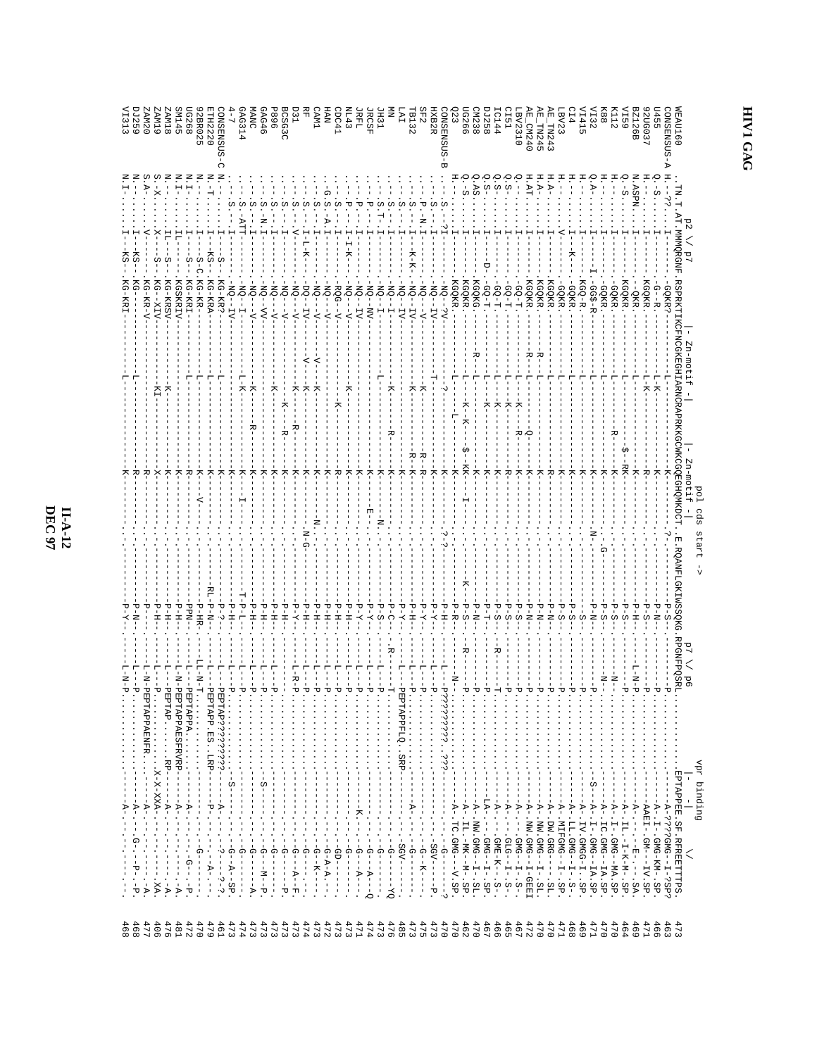```
                p2 \/ p7          |- Zn-motif -|          |- Zn-motif -|  pol cds start ->            p7 \/ p6                  vpr binding
                                                                                                                                  |         |       \/
WEAU160      .TN.I.AT.MMMQRGNF.RSPRKTIKCFNCGKEGHIARNCRAPRKKGCWKCGQEGHQMKDCT.E.RQANFLGKIWSSQKG.RPGNFPQSRL..........EPTAPPEE.SF.RFREETTTPS.  473
CONSENSUS-A  H..??..I.........GQKR?.............................K...........?........P-S-.........P..........---A.????GMG-I-?SP?  463
U455         Q-S.....I.........G--R............L-K...........K..................P-N-.........P..........---A.I-.GMG-KM.SP.  466
92UG037      H.......I.........KGQKR...........L-K...........R..................P-S-.........P..........---AAEI-.GM--IV.SP.  471
BZ126B       N.ASPN..I..........-QKR..........................K..................P-H-........L-N-P..........---A-----E.---.SA.  469
VI59         Q-S.....I.........KGQKR............L..........$-RK..................P-S-.........P..........---A-IL.I-K-M-.SP.  464
K112         H.......I.........GQKR.............L..........R--K..................P-S-........N...........---A-I-.GMG--MA.SP.  470
K88          H.......I.........GQKR.............L.............K..........G.......P-S-........N...........---A-IC.GMG--IA.SP.  470
VI32         Q-A-....I-...I....GG$-R............L.............K..........N.......P-N-.........P..........-S-A-I-.GMG--IA.SP.  471
VI415        H.......I.........KGQ-R............L.............K..................-S-..........P..........---A-IV.GMGG-I.SP.  469
CI4          H.......I.........GQKR.............L.............K..................P-S-.........P..........---A-LL.GMG--I-S.  468
LBV23        H.......I.....K...GQKR.............L.............K..................P-S-.........P..........---A.MIFGMG--I-SP.  471
AE_TN243     H.A.....I.........KGQKR............L.............R..................P-N-.........P..........---A-NW.GRG---SL.  470
AE_TN245     H.A.....I.........KGQKR......R.....L.............K..................P-N-.........P..........---A-DW.GMG--I-SL.  470
AE_CM240     H.AT....I.........KGQKR......R.....L.......Q.....K..................P-N-.........P..........---A-NW.GMG--I-GEEI  472
LBV2310      Q.......I.........GQ-T.............L-K-----R.....K..................P-S-.........P..........---A----GMG--I-S-.  467
CI51         Q.S.....I.........GQ-T.............L-K...........R..................P-S-.........P..........---A----GLG--I-S-.  465
IC144        Q.S.....I.........GQ-T.............L-K...........K..................P-S-.......R--T..........---A----GME-K--S-.  466
DJ258        Q.S.....I.....D...GQ-T.............L-K...........K..................P-T-.........P..........--LA----GMG--I-SP.  467
CM238        Q.AS....I.........KGQKG......R.....L.............K..................P-N-.........P..........---A-NW.GMG--I-SL.  470
UG266        Q.S.....I.........KGQKR............L-K-K---$-KK--I..........K.......P-S-......R---P..........---A-IL.-MK--M-.SP.  462
Q23          H.......I.........KGQKR............L--L..........K..................P-R-........N...........---A-TC.GMG---V.SP.  470
CONSENSUS-B  ..S.....?I........NQ-?V..............?..........K..........?.?.....P-H-.........P?????????.???---------G------?  470
HXB2R        ..S.....I.........NQ-IV.........T...K............K..................P-Y-.........P..........------.SGV----P.  473
SF2          ..P.N.I...........NQ-V..............K.........R--R..................P-Y-.........P..........----------G-K----.  475
TB132        ..S.....I.....K-K.NQ-IV..............K.........R--K..................P-H-........L-PEPTAPPFLQ.SRP---A-------G-----.  485
LAI          ..S.....I.........NQ-IV..............K............K..................P-Y-.........P..........------.SGV------.  473
MN           ..S.....I.........NQ-I...............K..........R..K..................P-C-.......R--T..........--------G------YQ  476
JH31         ..S.T...I.........NQ-I.................................K.......N........P-S-.........P..........--------G-------  473
JRCSF        ..P.....I.........NQ-NV.............L..........K......E...........P-Y-.........P..........--------G--A---Q  474
JRFL         ..P.....I.........NQ-IV..............................K..................P-Y-.........P..........---K----G--A----  471
NL43         ..P.....I-I-K.....NQ-V...............K............K..................P-H-.........P..........--------G-------  473
CDC41        ..S.....I.........RGG-V..............K..........R..................P-H-.........P..........--------GD------  473
HAN          ..G.S...A.I.......NQ--V..............K............K..................P-H-.........P..........--------G-A-A---  472
CAM1         ..S.....I.........NQ--V.......V......K............K..........N.......P-H-.........P..........--------G--K----  473
RF           ..S.....I-L-K.....DQ-IV.......V......K............K..........N-G.....P-H-........L-R-P..........--------G--A-F.  474
D31          ..S.....V.........NQ--V...............K......R..K..................P-Y-.........P..........--------G--A-F.  473
BCSG3C       ..S.....I.........NQ--V..............K-K......R..K..................P-H-.........P..........--------G------P.  473
P896         ..S.....I.........NQ--V..............K............K..................P-H-.........P..........--------G-------  473
GAG46        ..S.N...I.........NQ--VV..............................K..................P-H-.........P..........-S------G--M-P.  473
MANC         ..S.....I.........NQ--V..............K...........R.K..................P-H-.........P..........--------G------A.  473
GAG314       ..S.ATT...........NQ-I...........L-K.............K..................T-P-L-........P..........--------G-------  474
4-7          ..S.....I.........NQ-IV...........L...............K-I..................P-H-.........P..........-S------G--A--SP.  473
CONSENSUS-C  N.......I-S-......KG-KR?.............L.............K..................P-?-........L-PEPTAP?????????---A----?--?-?.  461
ETH2220      N.T.....I--KS-....KG-KRA.............L.............K..................RL-P-N-.......L-PEPTAPP.ES.LRP---P-------A----  479
92BR025      N.......I--S-C....KG-KR..............L.............K--V..................P-HR-.......LL-N-T..........--------G------  470
UG268        N.I.....I--S-.....KG-KRI.............L.............R..................PPN-.......L-PEPTAPPA..........---A-------G--P.  472
SM145        N.I.....IL-.......KGSKRIV............L.............K..................P-H-.......L-N-PEPTAPPAESFRVRP---A--------A.  481
ZAM18        N.I.....IL--S-....KG-KRSV............L-K...........K..................P-H-.........PEPTAP.......RP---A-----------A.  476
ZAM19        S.X.....X--S-.....KG-XIV.............KI.............X..................P-H-.........P......X-X-XXA------------XA.  406
ZAM20        S.A.....V.........KG-KR-V..............................R..................P-.........L-N-PEPTAPPAENFR..---A-----------XA.  477
DJ259        N.......I--KS-....KG-................L.............R..................P-N-.........L-P..........---A-----G--P-P.  468
VI313        N.I.....I--KS-....KG-KRI.............L.............K..................P-Y-........L-N-P..........---A-------------  468
```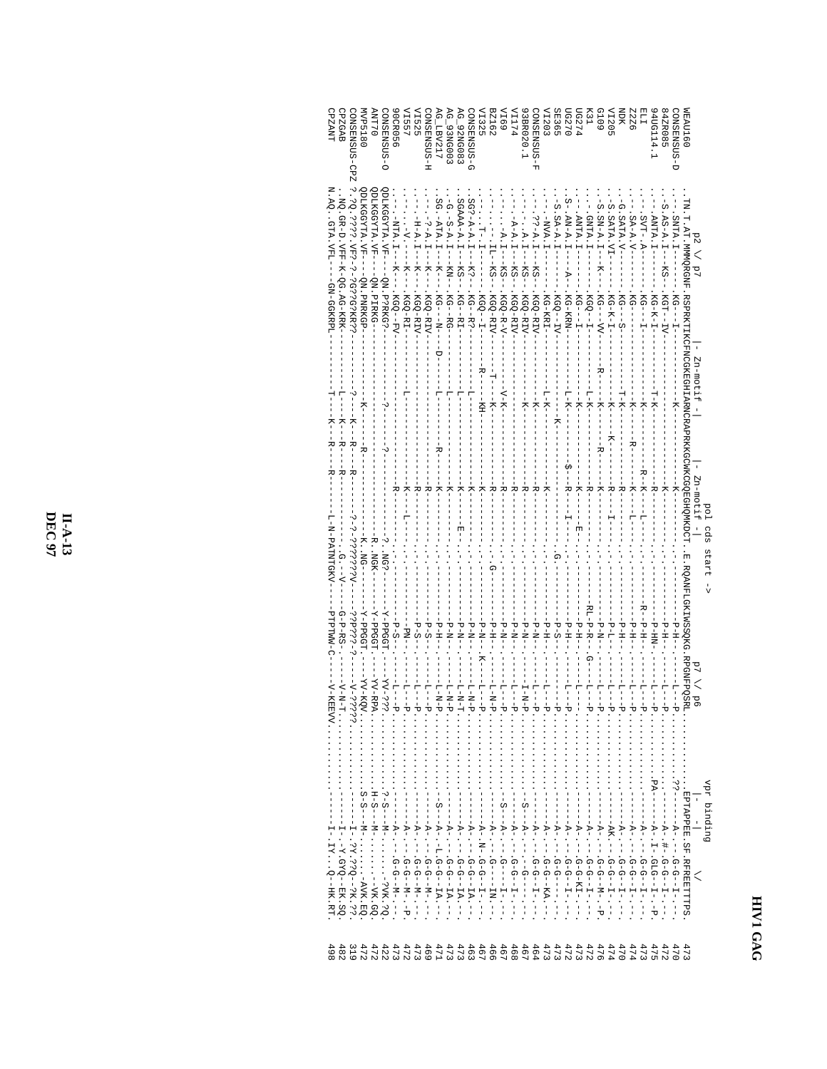# HIV1 GAG

```
               p2 \/ p7           |- Zn-motif -|      |- Zn-motif -|  pol cds start ->     p7 \/ p6                          vpr binding
                                                                                                                              |-    -|         \/
WEAU160      .TN.T.AT.MMMQRGNF.RSPRKTIKCFNCGKEGHIARNCRAPRKKGCWKCGQEGHQMKDCT..E.RQANFLGKIWSQKG.RPGNFPQSRL.........EPTAPPEE.SF.RFREETTTPS.  473
CONSENSUS-D  ...SNTA.I-----.KG--I---------------------K-----------K-----------.............-P-H------L--P................A---G-G-I---  470
84ZR085      ...S.AS-A.I---KS-.KGT--IV-------------------------------K---------.............-P-H------L--P..........??------A-.#-G-G-I---  472
94UG114.1    ....ANTA.I-----.KG-K-I------------------T-K------------R-----------.............-P-HN-----L--P..........PA------A-.I-GLG-I--.P  475
ELI          ....SVT.-A-----.KG--I-------------------K-----------R-K---L-----.............-R--P-H------L--P................A---G-G-I---  473
Z2Z6         ....SA-A.V------.KG---------------------K-------R---K---L-----.............-P-H------L--P................A---G-G-I---  474
NDK          ..G.SATA.V------.KG---S-----------------T-K-----------R-----------.............-P-H------L--P................A---G-G-I---  470
VI205        ..S.SATA.VI-----.KG-K-I-----------------K-----K-----R---I-----.............-P-L------L--P................AK--G-G-I---  474
G109         ..S.SN-A.I---K--.KG---VV----------R-----K-----------R-----------.............-P-N------L--P................A---G-G-M--.P  476
K31          ....GNTA.I------.KGQ--I-----------------L-K-----------R-----------.............RL-P-R--.G--L--P................A---G-G-I---  472
UG274        ....ANTA.I------.KG---I-----------------K-----------K---E-----.............-P-H------L--P................A---G-G-KI---  473
UG270        ..S-.AN-A.I---A--.KG-KRN-----------------L-K-----------$---R---I---.............-P-H------L--P................A---G-G-I---  472
SE365        ...S.SA-A.I------.KGQ--IV---------------K-----------------------.G...........-P-S------L--P................A---G-G-I---  473
VI203        .....NVA.I------.KG-KRI-----------------L-K-----------K-----------.............-P-H------L--P................A---G-G-KA---  473
CONSENSUS-F  ....??-A.I---KS-.KGQ-RIV----------------K-----------R-----------.............-P-N------L--P................A---G-G-I---  464
93BR020.1    ......A.I---KS-.KGQ-RIV----------------K-----------R-----------.............-P-N------I-N-P..........S------A---G------  467
VI174        .....A-A.I---KS-.KGQ-RIV----------------------------R-----------.............-P-N------L--P................A---G-G-I---  468
VI69         ......A.I---KS-.KGQ-R-V----------------V-K-----------R-----------.............-P-N------L--P..........S------A---G---I---  467
BZ162        ......IL-KS-.KGQ-RIV------------T---K-----------R-----------.G...........-P-H------L-N-P................A---G-G--IN---  466
VI325        ......T-.I------.KGQ--I------R-----KH-----------K-----------.............-P-N---K----L--P................A-.N-G-G-I---  467
CONSENSUS-G  ..SG?-A-A.I--K?--.KG--R?---------------L-----------K-----------.............-P-N------L-N-P................A---G-G-IA---  463
AG_92NG083   ..SGAAA-A.I---KS-.KG--RI---------------L-----------K-----------.............-P-N------L-N-T................A---G-G-IA---  473
AG_93NG003   ...G.-S-A.I---KN-.KG--RG---------------L-----------K---E-----.............-P-N------L-N-P................A---G-G-IA---  473
AG_LBV217    ..SG.-ATA.I---K--.KG---N----D-----------L-----------K-----------.............-P-H------L-N-P..........S------A-.L-G-G-IA---  471
CONSENSUS-H  ......?-A.I---K--.KGQ-RIV-------------------R-----R-----------.............-P-S------L--P................A---G-G-M---  469
VI525        ......H-A.I---K--.KGQ-RIV---------------------------R-----------.............-P-S------L--P................A---G-G-M---  473
VI557        ........V.---K--.KGQ-RI-----------L---------------K---L-----.............--PN------L--P................A---G-G-M--.P  472
90CR056      ......NTA.I---K--.KGQ--FV---------------------------R-----------.............-P-S------L--P................A---G-G-M---  473
CONSENSUS-O  QDLKGGYTA.VF---QN.P?RKG?-----------?-------?-----------.?.NG?------Y-PPGGT---YV-???...........?-S---M......?VK.?Q  422
ANT70        QDLKGGYTA.VF---QN.PIRKG-------------------------------.R..NGK------Y-PPGGT---YV-RPA..........H-S---M......-VK.GQ  472
MVP5180      QDLKGGYTA.VF---QN.PNRKGP----------K-----R-----------.K..NG------Y-PPGGT---YV-KQV..........S-S---M......AVK.EQ  472
CONSENSUS-CPZ ?.?Q.????.VF?-?-?G??G?KR??-------?---K---R---R-------.?-?-???????V---??P???-?-----V-?????.................I-.?Y.??Q--?K.??.  319
CPZGAB       ..NQ.GR-D.VFF-K-QG.AG-KRK----------L---K---R---R-------..G..-V-----G-P-RS--------V-N-T.................I-.Y.GYQ--EK.SQ.  482
CPZANT       N.AQ..GTA.VFL---GN-GGKRPL----------T---K---R---R-------L-N-PATNTGKV---PTPTWW-C------V-KEEVV..................I-.IY...Q--HK.RT.  498
```

II-A-13
DEC 97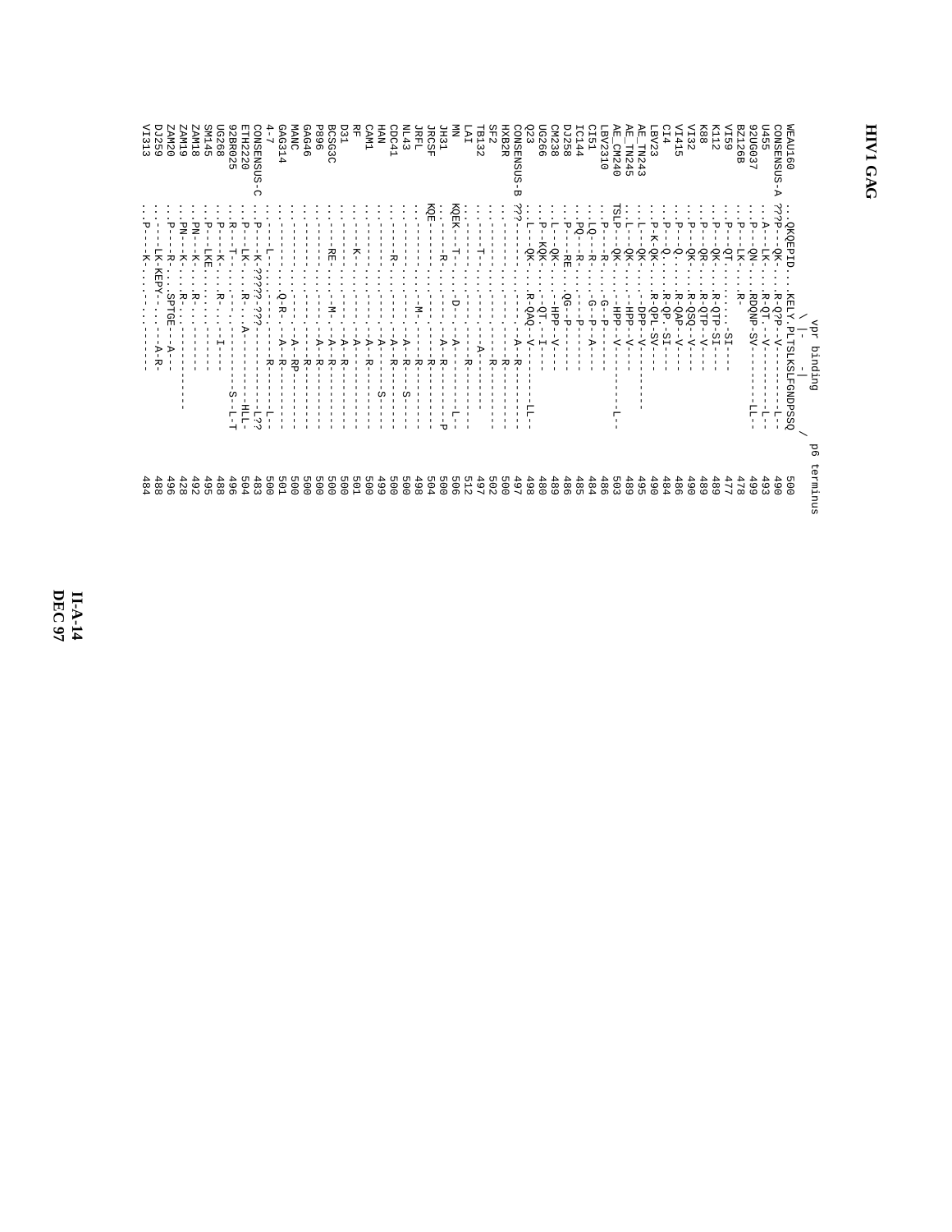# HIV1 GAG

```
                        vpr binding
                           \ |-   /  p6 terminus
WEAU160       ...QKQEPID...KELY.PLTSLKSLFGNDPSSQ   500
CONSENSUS-A   ???P---QK-...R-Q?P--V-------L--      490
U455          ...A---LK-...R-QT.--V-------L--      493
92UG037       ...P---QN-...RDQNP-SV-------LL--     499
BZ126B        ...P---LK-...R-                      478
VI59          ...P---QT-......SI---                477
K112          ...P---QK-...R-QTP-SI---             489
K88           ...P---QR-...R-QTP--V---             489
VI32          ...P---QK-...R-QSQ--V---             490
VI415         ...P---Q-...R-QAP--V---              486
CI4           ...P---Q-...R-QP--SI---              484
LBV23         ...P-K-QK-...R-QPL-SV---             490
AE_TN243      ...L---QK-...--DPP--V------          495
AE_TN245      ...L---QK-...--HPP--V---             489
AE_CM240      TSLP---QK-...--HPP--V-------L--      503
LBV2310       ...P---R-...G--P----                 486
CI51          ...LQ--R-...G--P--A----              484
IC144         ...PQ--R-...---P-----                485
DJ258         ...P---RE-...QG--P------             486
CM238         ...L---QK-...--HPP--V---             489
UG266         ...P--KQK-...--QT---I---             480
Q23           ...L---QK-...R-QAQ--V-------LL--     498
CONSENSUS-B   ???--------...------A--R-------      497
HXB2R         ...--------...---------R-------      500
SF2           ...--------...---------R-------      502
TB132         ...----T---...--------A-------       512
LAI           ...--------...---------R-------      497
MN            KQEK---T---...D---A---------L--      506
JH31          ...-----R---...------A--R-------     500
JRCSF         KQE----------...------------P        504
JRFL          ...--------...------R-------         498
NL43          ...--------...M-----R-------         500
CDC41         ...--------...------A--R--S----      500
HAN           ...-----R---...------A--R-------     499
CAM1          ...--------...-------A----S----      500
RF            ...--------...------A--R-------      500
D31           ...----K---...------A-------         501
BCSG3C        ...--------...------A--R-------      500
P896          ...-----RE-...M-----A--R-------      500
GAG46         ...--------...------A--R-------      500
MANC          ...--------...------R-------         500
GAG314        ...--------...------A--RP------      500
4-7           ...--------...Q-R---A--R-------      501
CONSENSUS-C   ...----L---...-------L-------        500
ETH2220       ...P---K-?????-???------L??          483
92BR025       ...P---LK-...R---A-------HLL-        504
UG268         ...R---T-...--------S--L-T           496
SM145         ...P---K-...R---I----                488
ZAM18         ...P---LKE-...R--------              495
ZAM19         ...PN--K-...R---------               492
ZAM20         ...PN--K-...R---------               428
DJ259         ...P---R-...SPTGE---A--              496
VI313         ...----LK-KEPY-...----A-R--          488
              ...P---K-...------------             484
```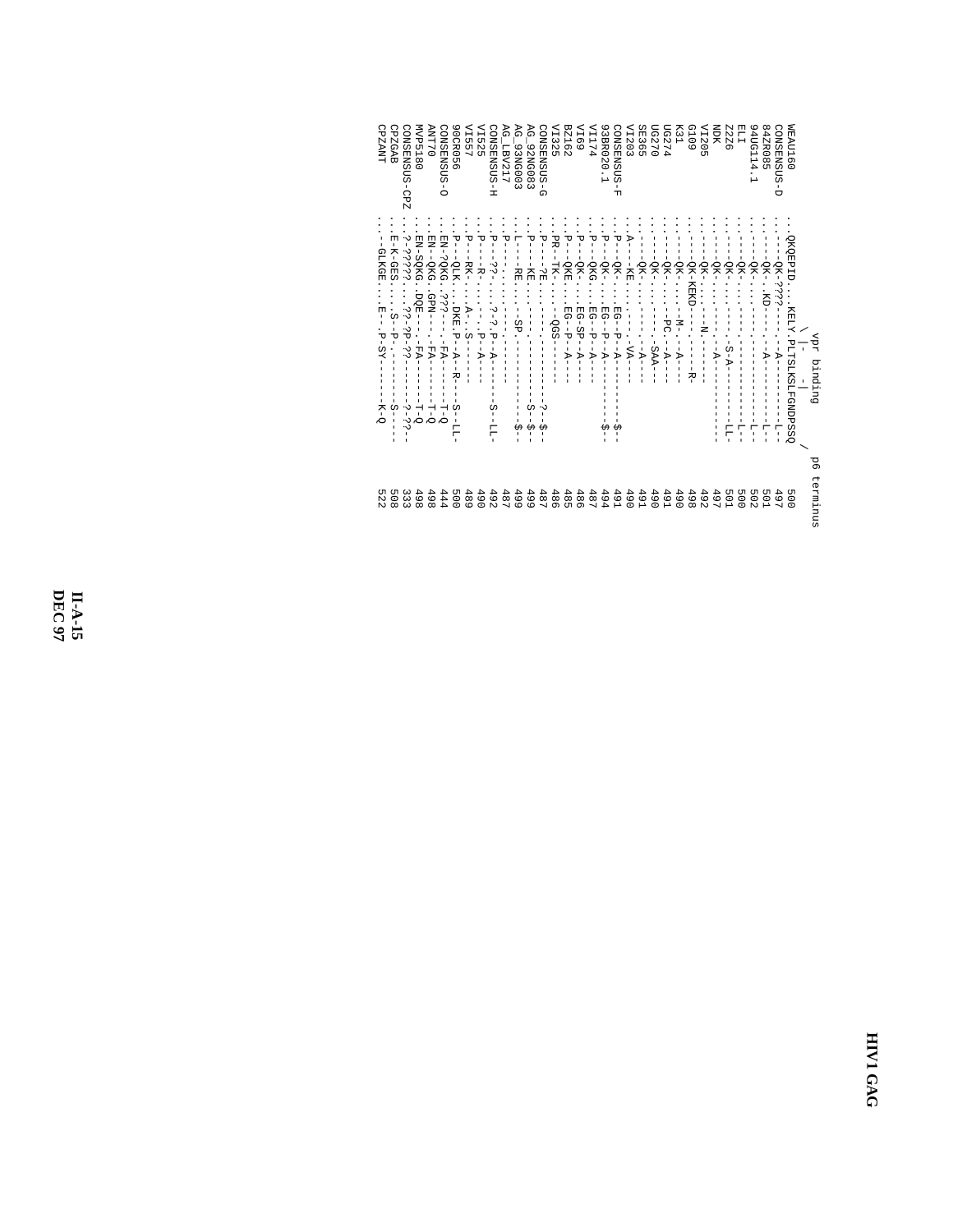# HIV1 GAG

```
                     vpr binding
                    \  |-        /  p6 terminus
WEAU160        ..QKQEPID...KELY.PLTSLKSLFGNDPSSQ   500
CONSENSUS-D    ..----QK-????-----.--A---------L--   497
84ZR085        ..----QK-..KD-----.--A---------L--   501
94UG114.1      ..----QK-...---------------------L--   502
ELI            ..----QK-...---------------------L--   500
Z2Z6           ..----QK-...----------S-A--------LL-   501
NDK            ..----QK-...-----------A----------   497
VI205          ..----QK-...---N--------------   492
G109           ..----QK-KEKD-----------R-   498
K31            ..----QK-...-M--.--A---   490
UG274          ..----QK-...-PC.--A---   491
UG270          ..----QK-...----.SAA---   490
SE365          ..----QK-...--------A---   491
VI203          ..A---KE-...---.VA----   490
CONSENSUS-F    ..P---QK-...EG-P-A----------$--   491
93BR020.1      ..P---QK-...EG-P-A----------$--   494
VI174          ..P---QKG...EG-P-A----   487
VI69           ..P---QK-...EG-SP-A----   486
BZ162          ..P---QKE...EG-P-A----   485
VI325          ..PR--TK-...--QGS------   486
CONSENSUS-G    ..P---?E-...----------------?--$--   487
AG_92NG083     ..P---KE-...---------------S--$--   499
AG_93NG003     ..L---RE-...-SP--------------$--   499
AG_LBV217      ..P------...----------------   487
CONSENSUS-H    ..P---??-...?-?.P-A---------S--LL-   492
VI525          ..P---R--...--.P-A----   490
VI557          ..P---RK-...A-.S---------   489
90CR056        ..P---QLK...DKE.P-A--R----S--LL-   500
CONSENSUS-O    ..EN-?QKG.???---.FA---------T-Q   444
ANT70          ..EN--QKG.GPN---.FA---------T-Q   498
MVP5180        ..EN-SQKG.DQE---.FA---------T-Q   498
CONSENSUS-CPZ  ..?-????...??-?P-??---------?-??--   333
CPZGAB         ..E-K-GES...S--P.--------S------   508
CPZANT         ..--GLKGE...E--.P-SY--------K-Q   522
```

II-A-15
DEC 97